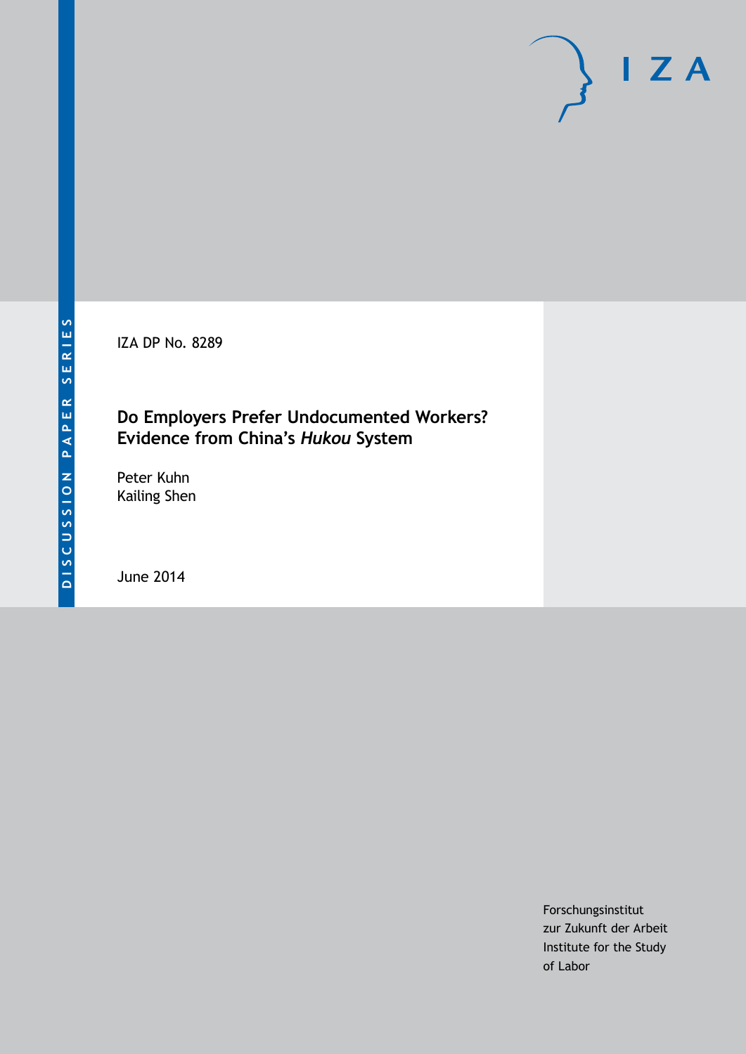DISCUSSION PAPER SERIES

IZA

IZA DP No. 8289

# Do Employers Prefer Undocumented Workers? Evidence from China's *Hukou* System

Peter Kuhn
Kailing Shen

June 2014

Forschungsinstitut
zur Zukunft der Arbeit
Institute for the Study
of Labor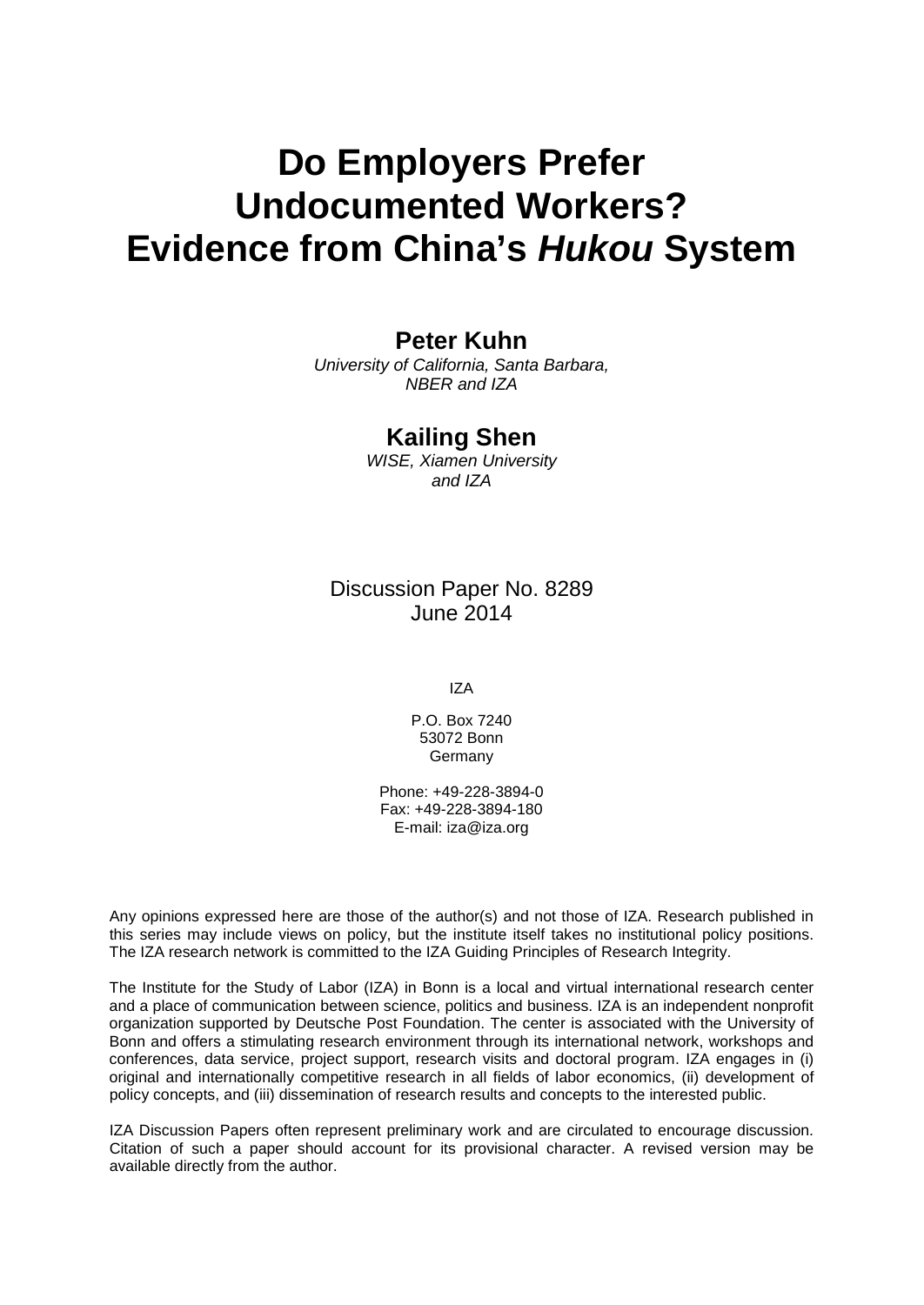# Do Employers Prefer Undocumented Workers? Evidence from China's *Hukou* System

**Peter Kuhn**

*University of California, Santa Barbara, NBER and IZA*

**Kailing Shen**

*WISE, Xiamen University and IZA*

Discussion Paper No. 8289
June 2014

IZA

P.O. Box 7240
53072 Bonn
Germany

Phone: +49-228-3894-0
Fax: +49-228-3894-180
E-mail: iza@iza.org

Any opinions expressed here are those of the author(s) and not those of IZA. Research published in this series may include views on policy, but the institute itself takes no institutional policy positions. The IZA research network is committed to the IZA Guiding Principles of Research Integrity.

The Institute for the Study of Labor (IZA) in Bonn is a local and virtual international research center and a place of communication between science, politics and business. IZA is an independent nonprofit organization supported by Deutsche Post Foundation. The center is associated with the University of Bonn and offers a stimulating research environment through its international network, workshops and conferences, data service, project support, research visits and doctoral program. IZA engages in (i) original and internationally competitive research in all fields of labor economics, (ii) development of policy concepts, and (iii) dissemination of research results and concepts to the interested public.

IZA Discussion Papers often represent preliminary work and are circulated to encourage discussion. Citation of such a paper should account for its provisional character. A revised version may be available directly from the author.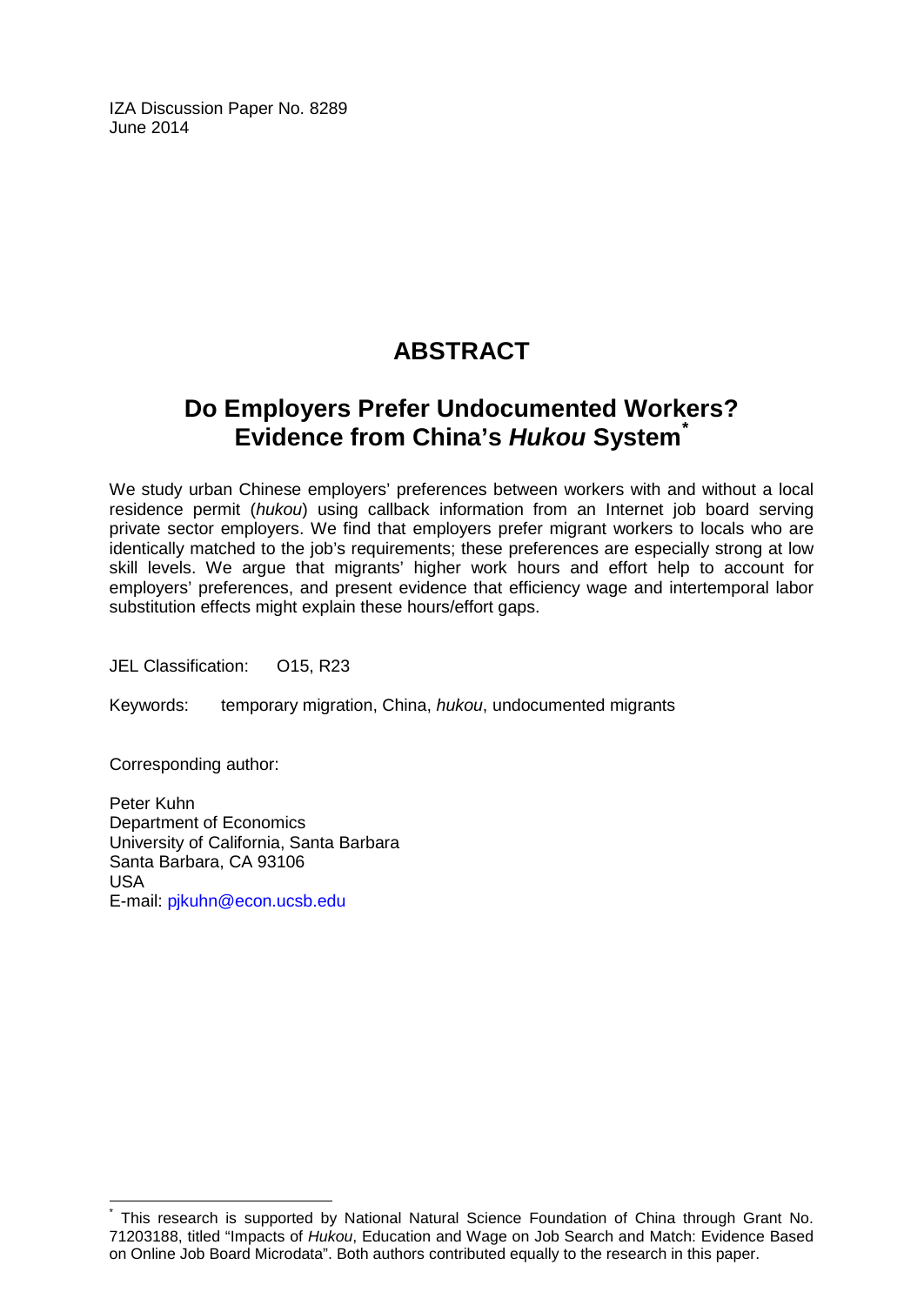IZA Discussion Paper No. 8289
June 2014

# ABSTRACT

## Do Employers Prefer Undocumented Workers? Evidence from China's *Hukou* System[*]

We study urban Chinese employers' preferences between workers with and without a local residence permit (*hukou*) using callback information from an Internet job board serving private sector employers. We find that employers prefer migrant workers to locals who are identically matched to the job's requirements; these preferences are especially strong at low skill levels. We argue that migrants' higher work hours and effort help to account for employers' preferences, and present evidence that efficiency wage and intertemporal labor substitution effects might explain these hours/effort gaps.

JEL Classification: O15, R23

Keywords: temporary migration, China, *hukou*, undocumented migrants

Corresponding author:

Peter Kuhn
Department of Economics
University of California, Santa Barbara
Santa Barbara, CA 93106
USA
E-mail: pjkuhn@econ.ucsb.edu

[*] This research is supported by National Natural Science Foundation of China through Grant No. 71203188, titled "Impacts of *Hukou*, Education and Wage on Job Search and Match: Evidence Based on Online Job Board Microdata". Both authors contributed equally to the research in this paper.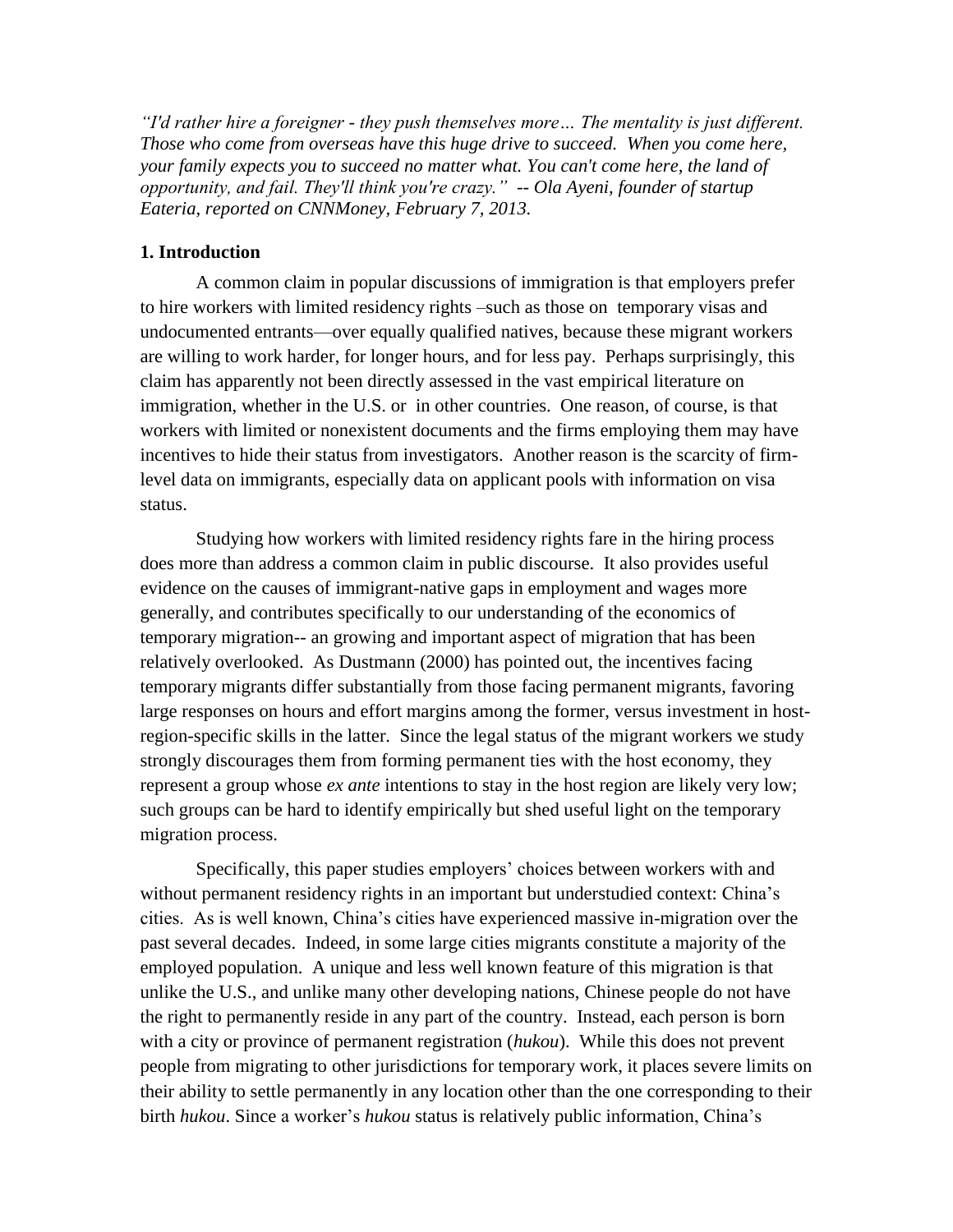*"I'd rather hire a foreigner - they push themselves more… The mentality is just different. Those who come from overseas have this huge drive to succeed. When you come here, your family expects you to succeed no matter what. You can't come here, the land of opportunity, and fail. They'll think you're crazy." -- Ola Ayeni, founder of startup Eateria, reported on CNNMoney, February 7, 2013.*

## 1. Introduction

A common claim in popular discussions of immigration is that employers prefer to hire workers with limited residency rights –such as those on temporary visas and undocumented entrants—over equally qualified natives, because these migrant workers are willing to work harder, for longer hours, and for less pay. Perhaps surprisingly, this claim has apparently not been directly assessed in the vast empirical literature on immigration, whether in the U.S. or in other countries. One reason, of course, is that workers with limited or nonexistent documents and the firms employing them may have incentives to hide their status from investigators. Another reason is the scarcity of firm-level data on immigrants, especially data on applicant pools with information on visa status.

Studying how workers with limited residency rights fare in the hiring process does more than address a common claim in public discourse. It also provides useful evidence on the causes of immigrant-native gaps in employment and wages more generally, and contributes specifically to our understanding of the economics of temporary migration-- an growing and important aspect of migration that has been relatively overlooked. As Dustmann (2000) has pointed out, the incentives facing temporary migrants differ substantially from those facing permanent migrants, favoring large responses on hours and effort margins among the former, versus investment in host-region-specific skills in the latter. Since the legal status of the migrant workers we study strongly discourages them from forming permanent ties with the host economy, they represent a group whose *ex ante* intentions to stay in the host region are likely very low; such groups can be hard to identify empirically but shed useful light on the temporary migration process.

Specifically, this paper studies employers' choices between workers with and without permanent residency rights in an important but understudied context: China's cities. As is well known, China's cities have experienced massive in-migration over the past several decades. Indeed, in some large cities migrants constitute a majority of the employed population. A unique and less well known feature of this migration is that unlike the U.S., and unlike many other developing nations, Chinese people do not have the right to permanently reside in any part of the country. Instead, each person is born with a city or province of permanent registration (*hukou*). While this does not prevent people from migrating to other jurisdictions for temporary work, it places severe limits on their ability to settle permanently in any location other than the one corresponding to their birth *hukou*. Since a worker's *hukou* status is relatively public information, China's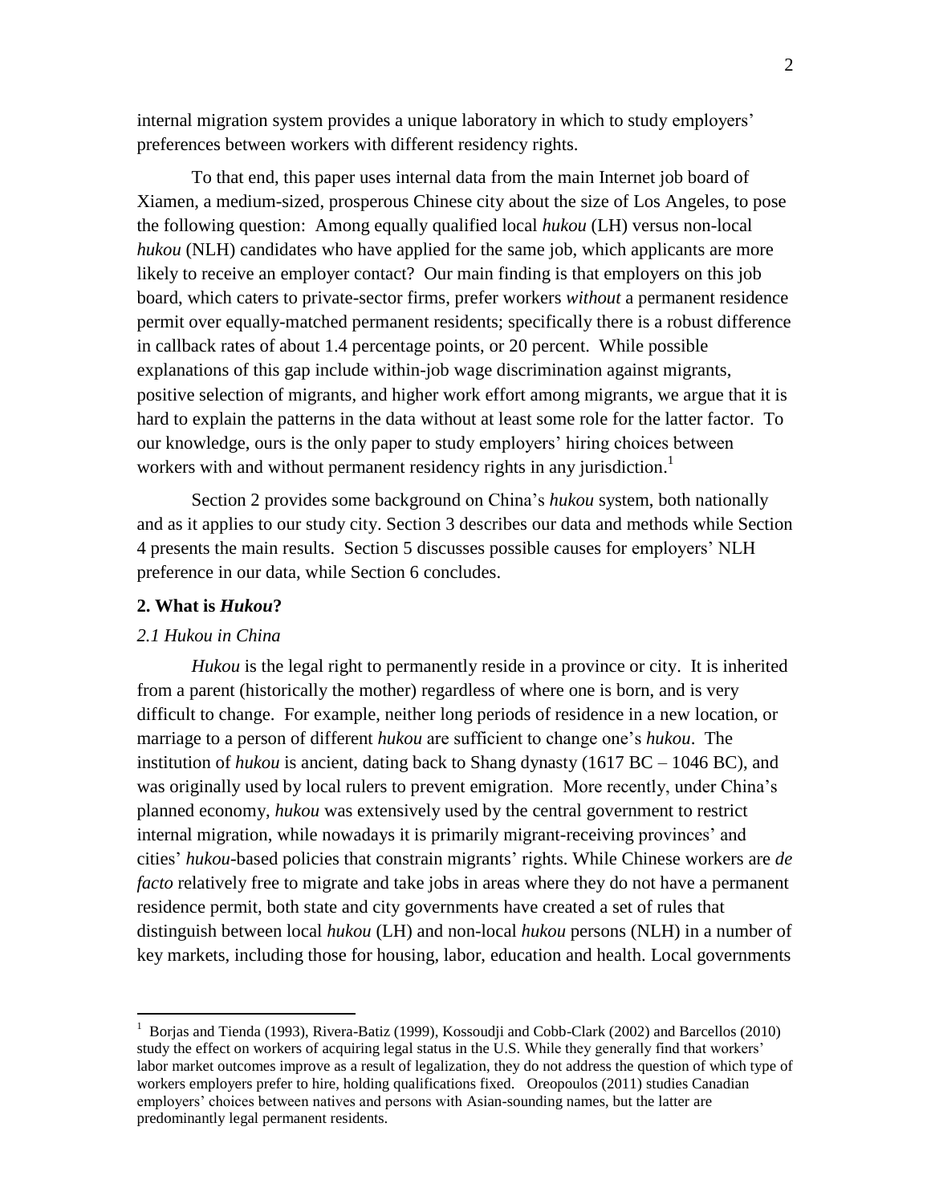internal migration system provides a unique laboratory in which to study employers' preferences between workers with different residency rights.

To that end, this paper uses internal data from the main Internet job board of Xiamen, a medium-sized, prosperous Chinese city about the size of Los Angeles, to pose the following question: Among equally qualified local *hukou* (LH) versus non-local *hukou* (NLH) candidates who have applied for the same job, which applicants are more likely to receive an employer contact? Our main finding is that employers on this job board, which caters to private-sector firms, prefer workers *without* a permanent residence permit over equally-matched permanent residents; specifically there is a robust difference in callback rates of about 1.4 percentage points, or 20 percent. While possible explanations of this gap include within-job wage discrimination against migrants, positive selection of migrants, and higher work effort among migrants, we argue that it is hard to explain the patterns in the data without at least some role for the latter factor. To our knowledge, ours is the only paper to study employers' hiring choices between workers with and without permanent residency rights in any jurisdiction.[1]

Section 2 provides some background on China's *hukou* system, both nationally and as it applies to our study city. Section 3 describes our data and methods while Section 4 presents the main results. Section 5 discusses possible causes for employers' NLH preference in our data, while Section 6 concludes.

## 2. What is *Hukou*?

### *2.1 Hukou in China*

*Hukou* is the legal right to permanently reside in a province or city. It is inherited from a parent (historically the mother) regardless of where one is born, and is very difficult to change. For example, neither long periods of residence in a new location, or marriage to a person of different *hukou* are sufficient to change one's *hukou*. The institution of *hukou* is ancient, dating back to Shang dynasty (1617 BC – 1046 BC), and was originally used by local rulers to prevent emigration. More recently, under China's planned economy, *hukou* was extensively used by the central government to restrict internal migration, while nowadays it is primarily migrant-receiving provinces' and cities' *hukou*-based policies that constrain migrants' rights. While Chinese workers are *de facto* relatively free to migrate and take jobs in areas where they do not have a permanent residence permit, both state and city governments have created a set of rules that distinguish between local *hukou* (LH) and non-local *hukou* persons (NLH) in a number of key markets, including those for housing, labor, education and health. Local governments

[1] Borjas and Tienda (1993), Rivera-Batiz (1999), Kossoudji and Cobb-Clark (2002) and Barcellos (2010) study the effect on workers of acquiring legal status in the U.S. While they generally find that workers' labor market outcomes improve as a result of legalization, they do not address the question of which type of workers employers prefer to hire, holding qualifications fixed. Oreopoulos (2011) studies Canadian employers' choices between natives and persons with Asian-sounding names, but the latter are predominantly legal permanent residents.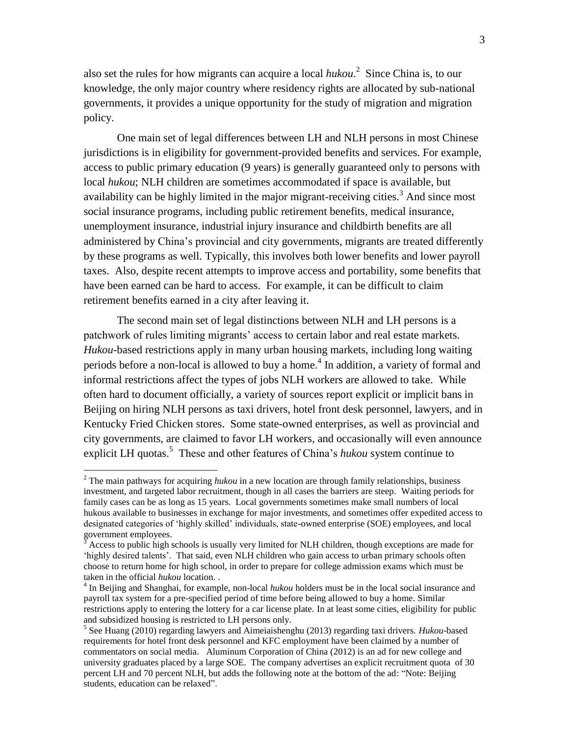also set the rules for how migrants can acquire a local *hukou*.[2] Since China is, to our knowledge, the only major country where residency rights are allocated by sub-national governments, it provides a unique opportunity for the study of migration and migration policy.

One main set of legal differences between LH and NLH persons in most Chinese jurisdictions is in eligibility for government-provided benefits and services. For example, access to public primary education (9 years) is generally guaranteed only to persons with local *hukou*; NLH children are sometimes accommodated if space is available, but availability can be highly limited in the major migrant-receiving cities.[3] And since most social insurance programs, including public retirement benefits, medical insurance, unemployment insurance, industrial injury insurance and childbirth benefits are all administered by China's provincial and city governments, migrants are treated differently by these programs as well. Typically, this involves both lower benefits and lower payroll taxes. Also, despite recent attempts to improve access and portability, some benefits that have been earned can be hard to access. For example, it can be difficult to claim retirement benefits earned in a city after leaving it.

The second main set of legal distinctions between NLH and LH persons is a patchwork of rules limiting migrants' access to certain labor and real estate markets. *Hukou*-based restrictions apply in many urban housing markets, including long waiting periods before a non-local is allowed to buy a home.[4] In addition, a variety of formal and informal restrictions affect the types of jobs NLH workers are allowed to take. While often hard to document officially, a variety of sources report explicit or implicit bans in Beijing on hiring NLH persons as taxi drivers, hotel front desk personnel, lawyers, and in Kentucky Fried Chicken stores. Some state-owned enterprises, as well as provincial and city governments, are claimed to favor LH workers, and occasionally will even announce explicit LH quotas.[5] These and other features of China's *hukou* system continue to

[2] The main pathways for acquiring *hukou* in a new location are through family relationships, business investment, and targeted labor recruitment, though in all cases the barriers are steep. Waiting periods for family cases can be as long as 15 years. Local governments sometimes make small numbers of local hukous available to businesses in exchange for major investments, and sometimes offer expedited access to designated categories of 'highly skilled' individuals, state-owned enterprise (SOE) employees, and local government employees.

[3] Access to public high schools is usually very limited for NLH children, though exceptions are made for 'highly desired talents'. That said, even NLH children who gain access to urban primary schools often choose to return home for high school, in order to prepare for college admission exams which must be taken in the official *hukou* location. .

[4] In Beijing and Shanghai, for example, non-local *hukou* holders must be in the local social insurance and payroll tax system for a pre-specified period of time before being allowed to buy a home. Similar restrictions apply to entering the lottery for a car license plate. In at least some cities, eligibility for public and subsidized housing is restricted to LH persons only.

[5] See Huang (2010) regarding lawyers and Aimeiaishenghu (2013) regarding taxi drivers. *Hukou*-based requirements for hotel front desk personnel and KFC employment have been claimed by a number of commentators on social media. Aluminum Corporation of China (2012) is an ad for new college and university graduates placed by a large SOE. The company advertises an explicit recruitment quota of 30 percent LH and 70 percent NLH, but adds the following note at the bottom of the ad: "Note: Beijing students, education can be relaxed".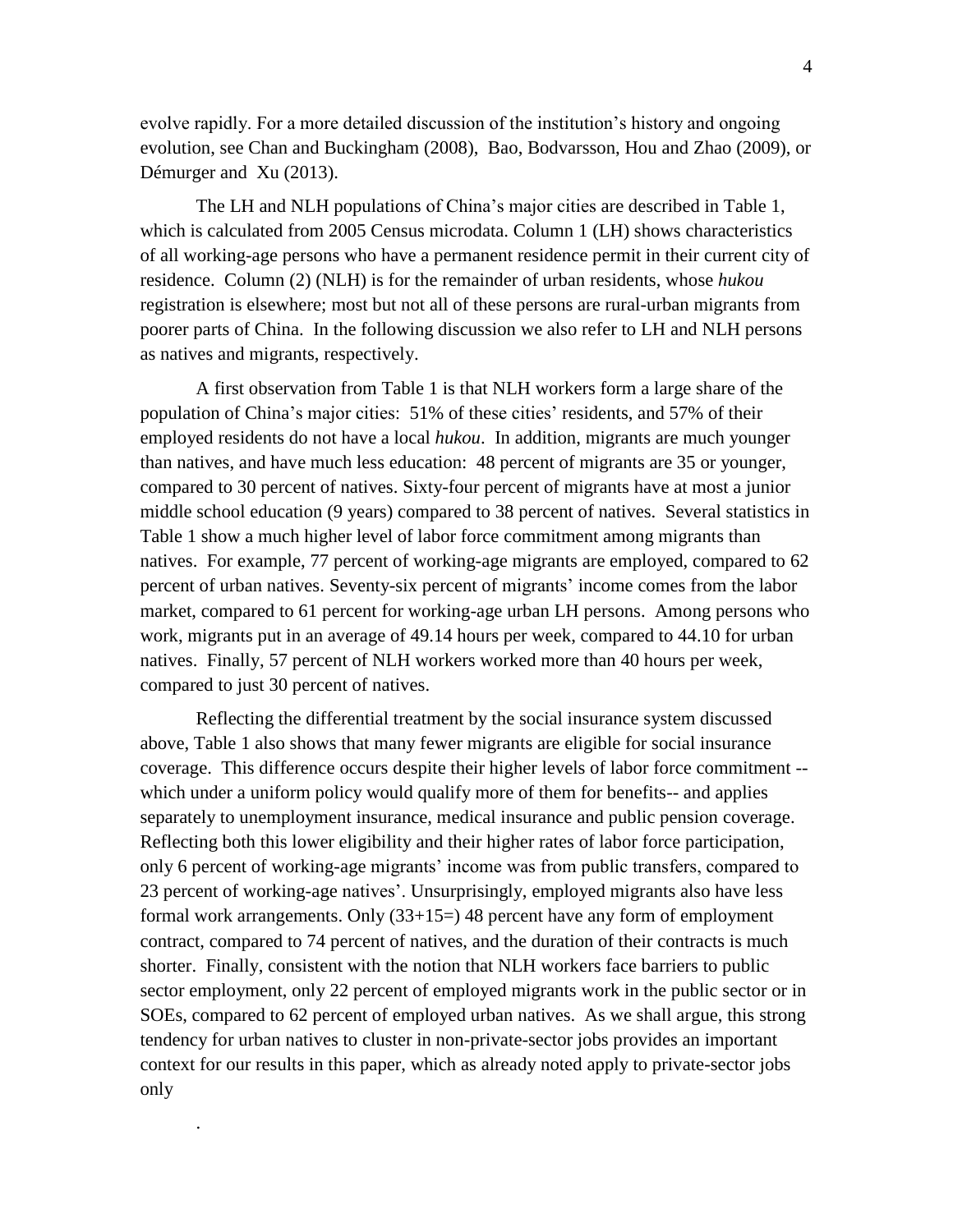evolve rapidly. For a more detailed discussion of the institution's history and ongoing evolution, see Chan and Buckingham (2008), Bao, Bodvarsson, Hou and Zhao (2009), or Démurger and Xu (2013).

The LH and NLH populations of China's major cities are described in Table 1, which is calculated from 2005 Census microdata. Column 1 (LH) shows characteristics of all working-age persons who have a permanent residence permit in their current city of residence. Column (2) (NLH) is for the remainder of urban residents, whose *hukou* registration is elsewhere; most but not all of these persons are rural-urban migrants from poorer parts of China. In the following discussion we also refer to LH and NLH persons as natives and migrants, respectively.

A first observation from Table 1 is that NLH workers form a large share of the population of China's major cities: 51% of these cities' residents, and 57% of their employed residents do not have a local *hukou*. In addition, migrants are much younger than natives, and have much less education: 48 percent of migrants are 35 or younger, compared to 30 percent of natives. Sixty-four percent of migrants have at most a junior middle school education (9 years) compared to 38 percent of natives. Several statistics in Table 1 show a much higher level of labor force commitment among migrants than natives. For example, 77 percent of working-age migrants are employed, compared to 62 percent of urban natives. Seventy-six percent of migrants' income comes from the labor market, compared to 61 percent for working-age urban LH persons. Among persons who work, migrants put in an average of 49.14 hours per week, compared to 44.10 for urban natives. Finally, 57 percent of NLH workers worked more than 40 hours per week, compared to just 30 percent of natives.

Reflecting the differential treatment by the social insurance system discussed above, Table 1 also shows that many fewer migrants are eligible for social insurance coverage. This difference occurs despite their higher levels of labor force commitment -- which under a uniform policy would qualify more of them for benefits-- and applies separately to unemployment insurance, medical insurance and public pension coverage. Reflecting both this lower eligibility and their higher rates of labor force participation, only 6 percent of working-age migrants' income was from public transfers, compared to 23 percent of working-age natives'. Unsurprisingly, employed migrants also have less formal work arrangements. Only (33+15=) 48 percent have any form of employment contract, compared to 74 percent of natives, and the duration of their contracts is much shorter. Finally, consistent with the notion that NLH workers face barriers to public sector employment, only 22 percent of employed migrants work in the public sector or in SOEs, compared to 62 percent of employed urban natives. As we shall argue, this strong tendency for urban natives to cluster in non-private-sector jobs provides an important context for our results in this paper, which as already noted apply to private-sector jobs only

.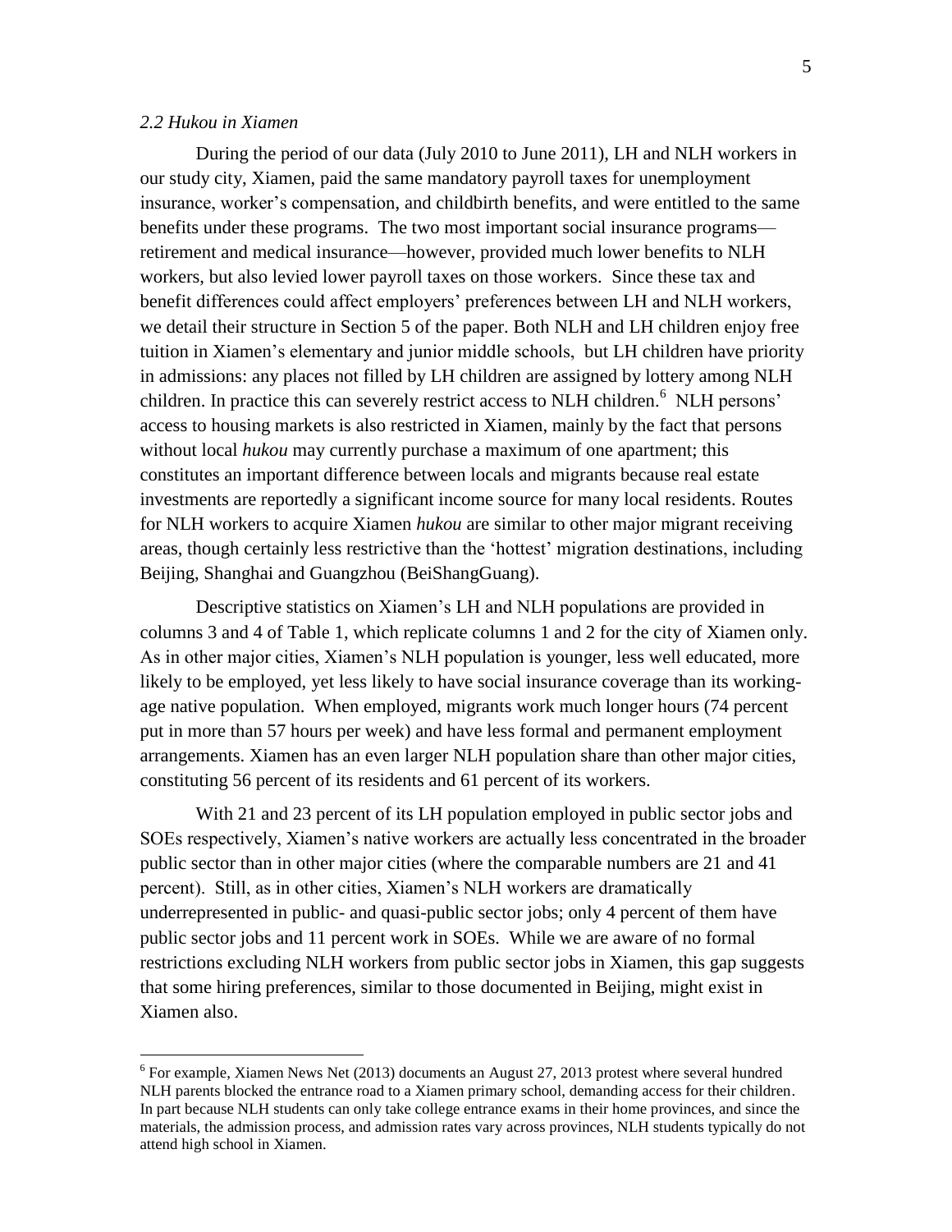### *2.2 Hukou in Xiamen*

During the period of our data (July 2010 to June 2011), LH and NLH workers in our study city, Xiamen, paid the same mandatory payroll taxes for unemployment insurance, worker's compensation, and childbirth benefits, and were entitled to the same benefits under these programs. The two most important social insurance programs—retirement and medical insurance—however, provided much lower benefits to NLH workers, but also levied lower payroll taxes on those workers. Since these tax and benefit differences could affect employers' preferences between LH and NLH workers, we detail their structure in Section 5 of the paper. Both NLH and LH children enjoy free tuition in Xiamen's elementary and junior middle schools, but LH children have priority in admissions: any places not filled by LH children are assigned by lottery among NLH children. In practice this can severely restrict access to NLH children.[6] NLH persons' access to housing markets is also restricted in Xiamen, mainly by the fact that persons without local *hukou* may currently purchase a maximum of one apartment; this constitutes an important difference between locals and migrants because real estate investments are reportedly a significant income source for many local residents. Routes for NLH workers to acquire Xiamen *hukou* are similar to other major migrant receiving areas, though certainly less restrictive than the 'hottest' migration destinations, including Beijing, Shanghai and Guangzhou (BeiShangGuang).

Descriptive statistics on Xiamen's LH and NLH populations are provided in columns 3 and 4 of Table 1, which replicate columns 1 and 2 for the city of Xiamen only. As in other major cities, Xiamen's NLH population is younger, less well educated, more likely to be employed, yet less likely to have social insurance coverage than its working-age native population. When employed, migrants work much longer hours (74 percent put in more than 57 hours per week) and have less formal and permanent employment arrangements. Xiamen has an even larger NLH population share than other major cities, constituting 56 percent of its residents and 61 percent of its workers.

With 21 and 23 percent of its LH population employed in public sector jobs and SOEs respectively, Xiamen's native workers are actually less concentrated in the broader public sector than in other major cities (where the comparable numbers are 21 and 41 percent). Still, as in other cities, Xiamen's NLH workers are dramatically underrepresented in public- and quasi-public sector jobs; only 4 percent of them have public sector jobs and 11 percent work in SOEs. While we are aware of no formal restrictions excluding NLH workers from public sector jobs in Xiamen, this gap suggests that some hiring preferences, similar to those documented in Beijing, might exist in Xiamen also.

---

[6] For example, Xiamen News Net (2013) documents an August 27, 2013 protest where several hundred NLH parents blocked the entrance road to a Xiamen primary school, demanding access for their children. In part because NLH students can only take college entrance exams in their home provinces, and since the materials, the admission process, and admission rates vary across provinces, NLH students typically do not attend high school in Xiamen.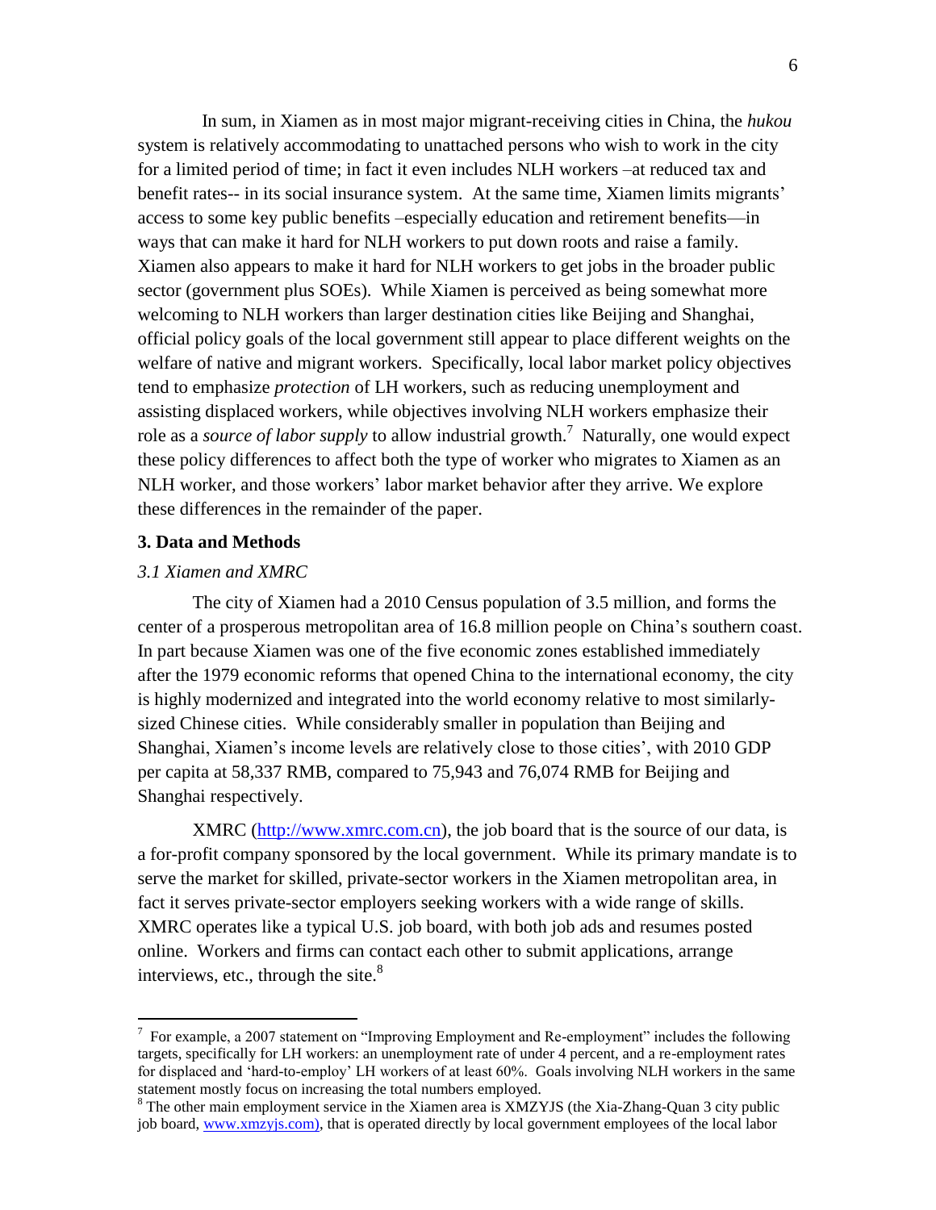In sum, in Xiamen as in most major migrant-receiving cities in China, the *hukou* system is relatively accommodating to unattached persons who wish to work in the city for a limited period of time; in fact it even includes NLH workers –at reduced tax and benefit rates-- in its social insurance system. At the same time, Xiamen limits migrants' access to some key public benefits –especially education and retirement benefits—in ways that can make it hard for NLH workers to put down roots and raise a family. Xiamen also appears to make it hard for NLH workers to get jobs in the broader public sector (government plus SOEs). While Xiamen is perceived as being somewhat more welcoming to NLH workers than larger destination cities like Beijing and Shanghai, official policy goals of the local government still appear to place different weights on the welfare of native and migrant workers. Specifically, local labor market policy objectives tend to emphasize *protection* of LH workers, such as reducing unemployment and assisting displaced workers, while objectives involving NLH workers emphasize their role as a *source of labor supply* to allow industrial growth.[7] Naturally, one would expect these policy differences to affect both the type of worker who migrates to Xiamen as an NLH worker, and those workers' labor market behavior after they arrive. We explore these differences in the remainder of the paper.

## 3. Data and Methods

### *3.1 Xiamen and XMRC*

The city of Xiamen had a 2010 Census population of 3.5 million, and forms the center of a prosperous metropolitan area of 16.8 million people on China's southern coast. In part because Xiamen was one of the five economic zones established immediately after the 1979 economic reforms that opened China to the international economy, the city is highly modernized and integrated into the world economy relative to most similarly-sized Chinese cities. While considerably smaller in population than Beijing and Shanghai, Xiamen's income levels are relatively close to those cities', with 2010 GDP per capita at 58,337 RMB, compared to 75,943 and 76,074 RMB for Beijing and Shanghai respectively.

XMRC (http://www.xmrc.com.cn), the job board that is the source of our data, is a for-profit company sponsored by the local government. While its primary mandate is to serve the market for skilled, private-sector workers in the Xiamen metropolitan area, in fact it serves private-sector employers seeking workers with a wide range of skills. XMRC operates like a typical U.S. job board, with both job ads and resumes posted online. Workers and firms can contact each other to submit applications, arrange interviews, etc., through the site.[8]

---

[7] For example, a 2007 statement on "Improving Employment and Re-employment" includes the following targets, specifically for LH workers: an unemployment rate of under 4 percent, and a re-employment rates for displaced and 'hard-to-employ' LH workers of at least 60%. Goals involving NLH workers in the same statement mostly focus on increasing the total numbers employed.

[8] The other main employment service in the Xiamen area is XMZYJS (the Xia-Zhang-Quan 3 city public job board, www.xmzyjs.com), that is operated directly by local government employees of the local labor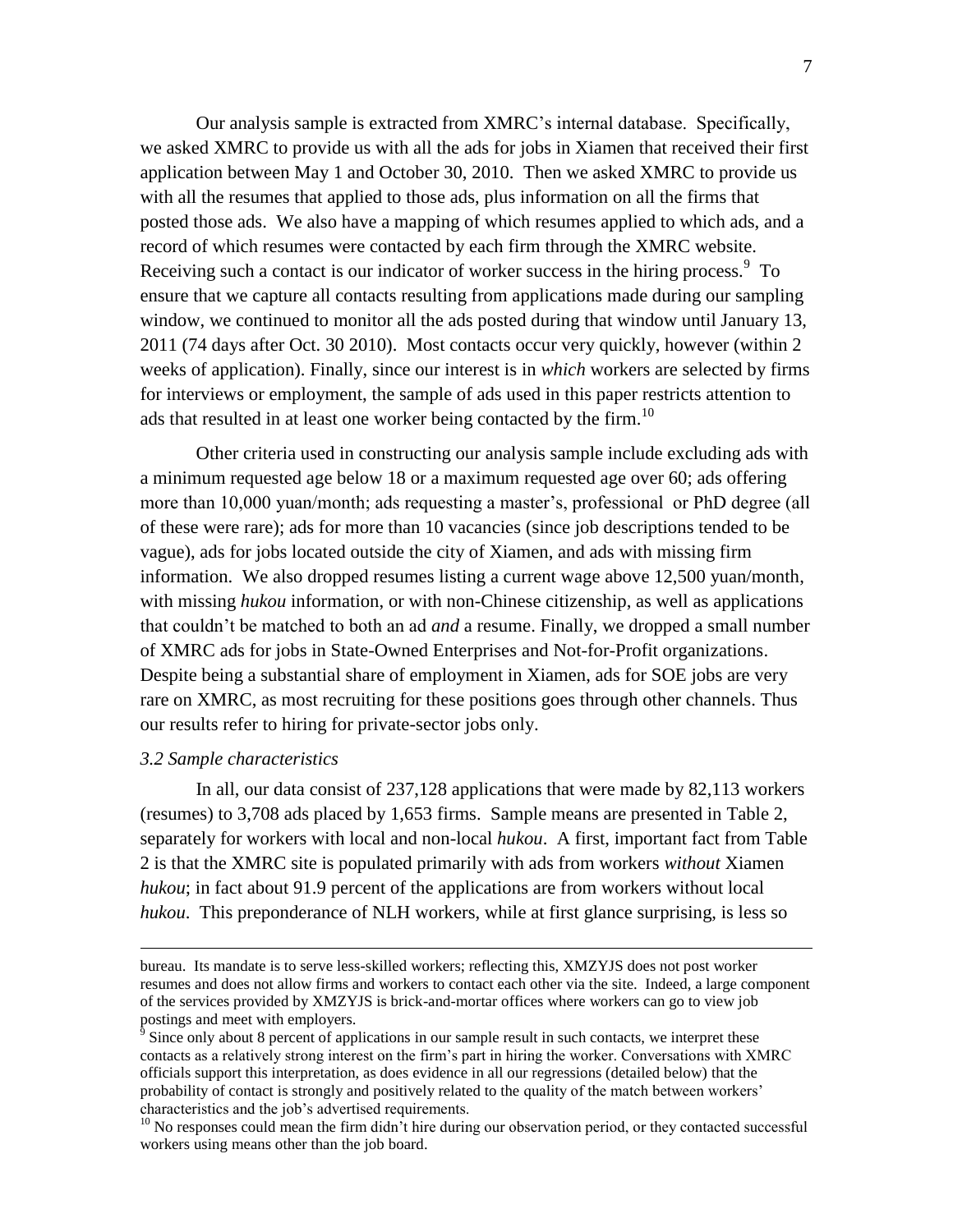Our analysis sample is extracted from XMRC's internal database. Specifically, we asked XMRC to provide us with all the ads for jobs in Xiamen that received their first application between May 1 and October 30, 2010. Then we asked XMRC to provide us with all the resumes that applied to those ads, plus information on all the firms that posted those ads. We also have a mapping of which resumes applied to which ads, and a record of which resumes were contacted by each firm through the XMRC website. Receiving such a contact is our indicator of worker success in the hiring process.[9] To ensure that we capture all contacts resulting from applications made during our sampling window, we continued to monitor all the ads posted during that window until January 13, 2011 (74 days after Oct. 30 2010). Most contacts occur very quickly, however (within 2 weeks of application). Finally, since our interest is in *which* workers are selected by firms for interviews or employment, the sample of ads used in this paper restricts attention to ads that resulted in at least one worker being contacted by the firm.[10]

Other criteria used in constructing our analysis sample include excluding ads with a minimum requested age below 18 or a maximum requested age over 60; ads offering more than 10,000 yuan/month; ads requesting a master's, professional or PhD degree (all of these were rare); ads for more than 10 vacancies (since job descriptions tended to be vague), ads for jobs located outside the city of Xiamen, and ads with missing firm information. We also dropped resumes listing a current wage above 12,500 yuan/month, with missing *hukou* information, or with non-Chinese citizenship, as well as applications that couldn't be matched to both an ad *and* a resume. Finally, we dropped a small number of XMRC ads for jobs in State-Owned Enterprises and Not-for-Profit organizations. Despite being a substantial share of employment in Xiamen, ads for SOE jobs are very rare on XMRC, as most recruiting for these positions goes through other channels. Thus our results refer to hiring for private-sector jobs only.

### *3.2 Sample characteristics*

In all, our data consist of 237,128 applications that were made by 82,113 workers (resumes) to 3,708 ads placed by 1,653 firms. Sample means are presented in Table 2, separately for workers with local and non-local *hukou*. A first, important fact from Table 2 is that the XMRC site is populated primarily with ads from workers *without* Xiamen *hukou*; in fact about 91.9 percent of the applications are from workers without local *hukou*. This preponderance of NLH workers, while at first glance surprising, is less so

---

bureau. Its mandate is to serve less-skilled workers; reflecting this, XMZYJS does not post worker resumes and does not allow firms and workers to contact each other via the site. Indeed, a large component of the services provided by XMZYJS is brick-and-mortar offices where workers can go to view job postings and meet with employers.

[9] Since only about 8 percent of applications in our sample result in such contacts, we interpret these contacts as a relatively strong interest on the firm's part in hiring the worker. Conversations with XMRC officials support this interpretation, as does evidence in all our regressions (detailed below) that the probability of contact is strongly and positively related to the quality of the match between workers' characteristics and the job's advertised requirements.

[10] No responses could mean the firm didn't hire during our observation period, or they contacted successful workers using means other than the job board.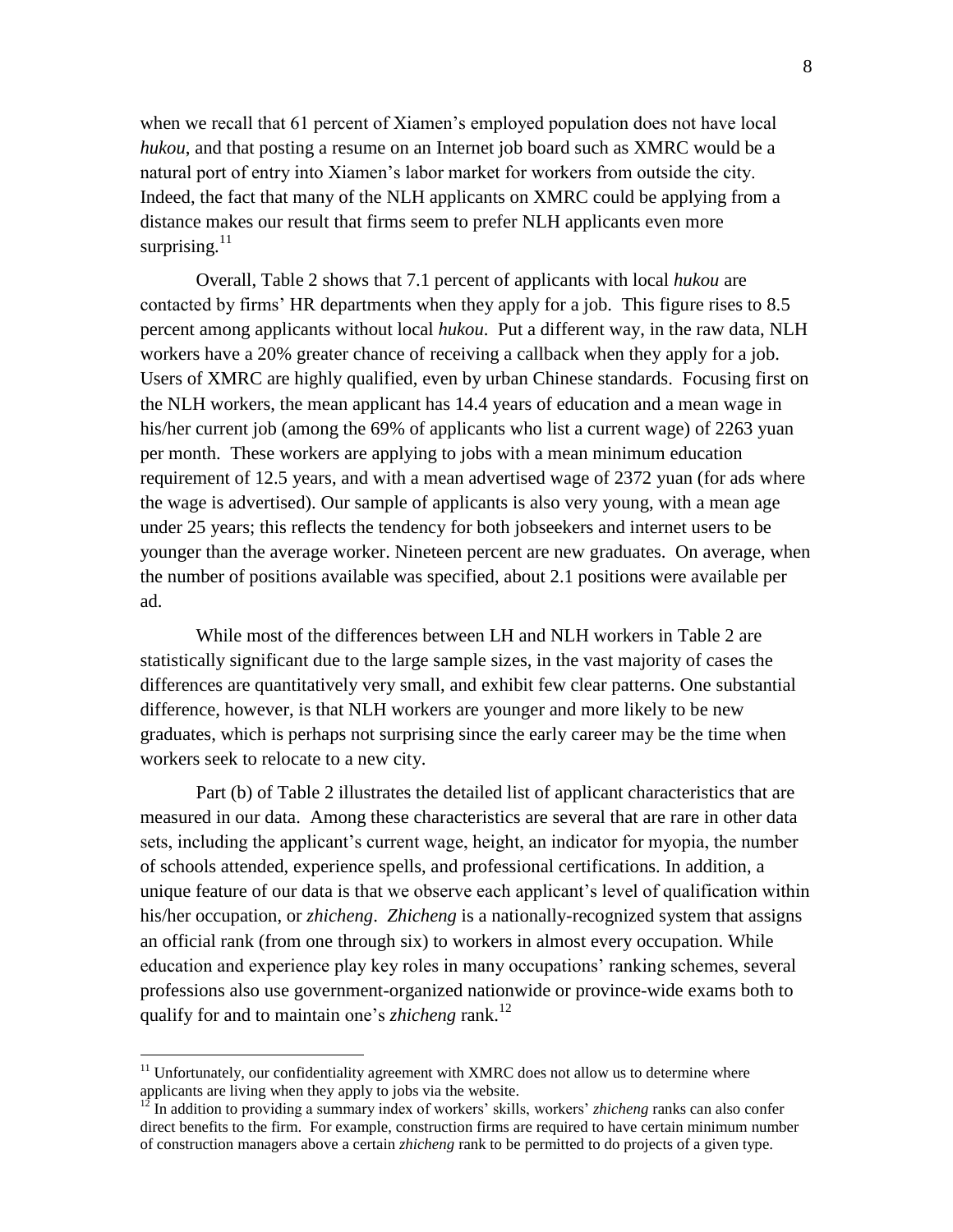when we recall that 61 percent of Xiamen's employed population does not have local *hukou*, and that posting a resume on an Internet job board such as XMRC would be a natural port of entry into Xiamen's labor market for workers from outside the city. Indeed, the fact that many of the NLH applicants on XMRC could be applying from a distance makes our result that firms seem to prefer NLH applicants even more surprising.[11]

Overall, Table 2 shows that 7.1 percent of applicants with local *hukou* are contacted by firms' HR departments when they apply for a job. This figure rises to 8.5 percent among applicants without local *hukou*. Put a different way, in the raw data, NLH workers have a 20% greater chance of receiving a callback when they apply for a job. Users of XMRC are highly qualified, even by urban Chinese standards. Focusing first on the NLH workers, the mean applicant has 14.4 years of education and a mean wage in his/her current job (among the 69% of applicants who list a current wage) of 2263 yuan per month. These workers are applying to jobs with a mean minimum education requirement of 12.5 years, and with a mean advertised wage of 2372 yuan (for ads where the wage is advertised). Our sample of applicants is also very young, with a mean age under 25 years; this reflects the tendency for both jobseekers and internet users to be younger than the average worker. Nineteen percent are new graduates. On average, when the number of positions available was specified, about 2.1 positions were available per ad.

While most of the differences between LH and NLH workers in Table 2 are statistically significant due to the large sample sizes, in the vast majority of cases the differences are quantitatively very small, and exhibit few clear patterns. One substantial difference, however, is that NLH workers are younger and more likely to be new graduates, which is perhaps not surprising since the early career may be the time when workers seek to relocate to a new city.

Part (b) of Table 2 illustrates the detailed list of applicant characteristics that are measured in our data. Among these characteristics are several that are rare in other data sets, including the applicant's current wage, height, an indicator for myopia, the number of schools attended, experience spells, and professional certifications. In addition, a unique feature of our data is that we observe each applicant's level of qualification within his/her occupation, or *zhicheng*. *Zhicheng* is a nationally-recognized system that assigns an official rank (from one through six) to workers in almost every occupation. While education and experience play key roles in many occupations' ranking schemes, several professions also use government-organized nationwide or province-wide exams both to qualify for and to maintain one's *zhicheng* rank.[12]

---

[11] Unfortunately, our confidentiality agreement with XMRC does not allow us to determine where applicants are living when they apply to jobs via the website.

[12] In addition to providing a summary index of workers' skills, workers' *zhicheng* ranks can also confer direct benefits to the firm. For example, construction firms are required to have certain minimum number of construction managers above a certain *zhicheng* rank to be permitted to do projects of a given type.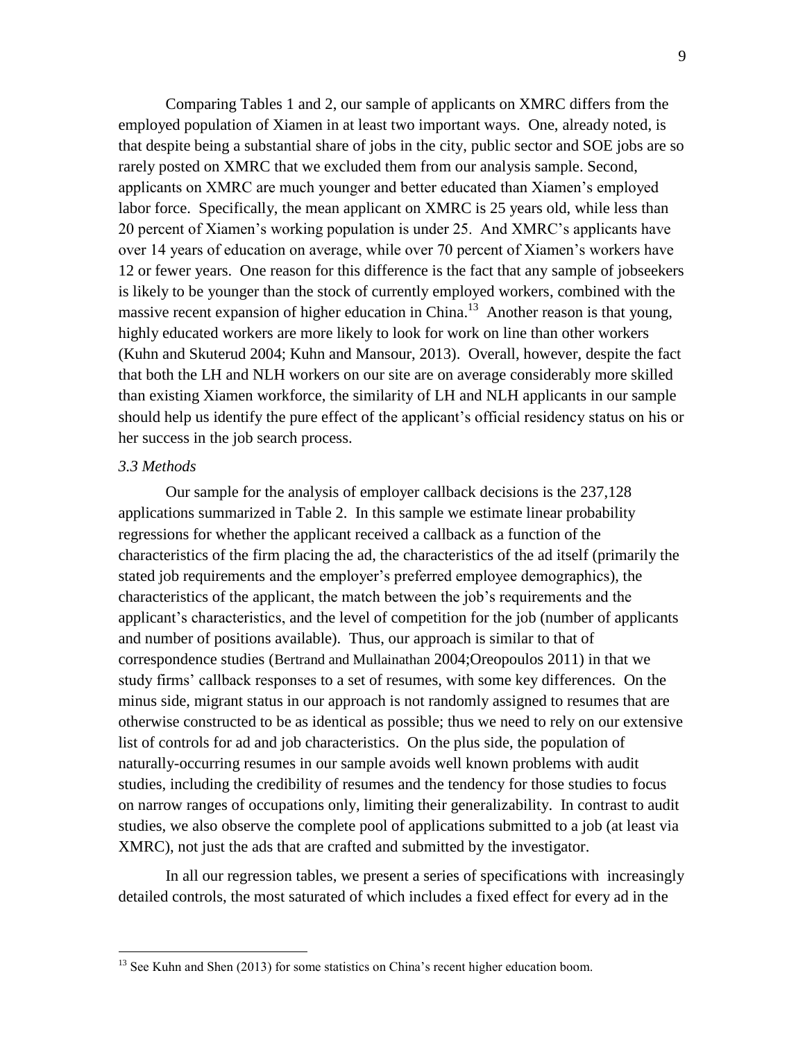Comparing Tables 1 and 2, our sample of applicants on XMRC differs from the employed population of Xiamen in at least two important ways. One, already noted, is that despite being a substantial share of jobs in the city, public sector and SOE jobs are so rarely posted on XMRC that we excluded them from our analysis sample. Second, applicants on XMRC are much younger and better educated than Xiamen's employed labor force. Specifically, the mean applicant on XMRC is 25 years old, while less than 20 percent of Xiamen's working population is under 25. And XMRC's applicants have over 14 years of education on average, while over 70 percent of Xiamen's workers have 12 or fewer years. One reason for this difference is the fact that any sample of jobseekers is likely to be younger than the stock of currently employed workers, combined with the massive recent expansion of higher education in China.[13] Another reason is that young, highly educated workers are more likely to look for work on line than other workers (Kuhn and Skuterud 2004; Kuhn and Mansour, 2013). Overall, however, despite the fact that both the LH and NLH workers on our site are on average considerably more skilled than existing Xiamen workforce, the similarity of LH and NLH applicants in our sample should help us identify the pure effect of the applicant's official residency status on his or her success in the job search process.

### *3.3 Methods*

Our sample for the analysis of employer callback decisions is the 237,128 applications summarized in Table 2. In this sample we estimate linear probability regressions for whether the applicant received a callback as a function of the characteristics of the firm placing the ad, the characteristics of the ad itself (primarily the stated job requirements and the employer's preferred employee demographics), the characteristics of the applicant, the match between the job's requirements and the applicant's characteristics, and the level of competition for the job (number of applicants and number of positions available). Thus, our approach is similar to that of correspondence studies (Bertrand and Mullainathan 2004;Oreopoulos 2011) in that we study firms' callback responses to a set of resumes, with some key differences. On the minus side, migrant status in our approach is not randomly assigned to resumes that are otherwise constructed to be as identical as possible; thus we need to rely on our extensive list of controls for ad and job characteristics. On the plus side, the population of naturally-occurring resumes in our sample avoids well known problems with audit studies, including the credibility of resumes and the tendency for those studies to focus on narrow ranges of occupations only, limiting their generalizability. In contrast to audit studies, we also observe the complete pool of applications submitted to a job (at least via XMRC), not just the ads that are crafted and submitted by the investigator.

In all our regression tables, we present a series of specifications with increasingly detailed controls, the most saturated of which includes a fixed effect for every ad in the

[13] See Kuhn and Shen (2013) for some statistics on China's recent higher education boom.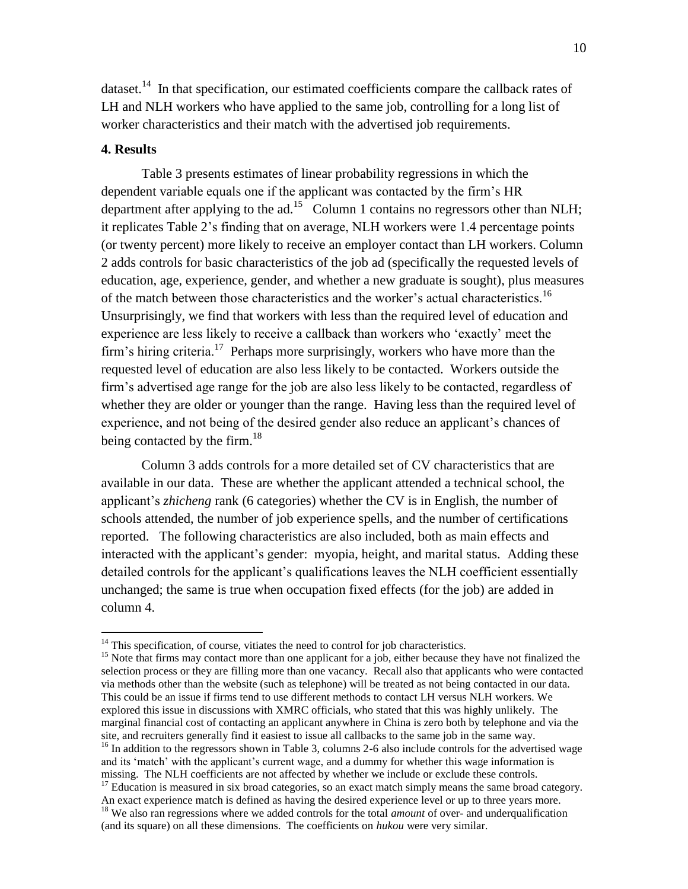dataset.[14] In that specification, our estimated coefficients compare the callback rates of LH and NLH workers who have applied to the same job, controlling for a long list of worker characteristics and their match with the advertised job requirements.

**4. Results**

Table 3 presents estimates of linear probability regressions in which the dependent variable equals one if the applicant was contacted by the firm's HR department after applying to the ad.[15] Column 1 contains no regressors other than NLH; it replicates Table 2's finding that on average, NLH workers were 1.4 percentage points (or twenty percent) more likely to receive an employer contact than LH workers. Column 2 adds controls for basic characteristics of the job ad (specifically the requested levels of education, age, experience, gender, and whether a new graduate is sought), plus measures of the match between those characteristics and the worker's actual characteristics.[16] Unsurprisingly, we find that workers with less than the required level of education and experience are less likely to receive a callback than workers who 'exactly' meet the firm's hiring criteria.[17] Perhaps more surprisingly, workers who have more than the requested level of education are also less likely to be contacted. Workers outside the firm's advertised age range for the job are also less likely to be contacted, regardless of whether they are older or younger than the range. Having less than the required level of experience, and not being of the desired gender also reduce an applicant's chances of being contacted by the firm.[18]

Column 3 adds controls for a more detailed set of CV characteristics that are available in our data. These are whether the applicant attended a technical school, the applicant's *zhicheng* rank (6 categories) whether the CV is in English, the number of schools attended, the number of job experience spells, and the number of certifications reported. The following characteristics are also included, both as main effects and interacted with the applicant's gender: myopia, height, and marital status. Adding these detailed controls for the applicant's qualifications leaves the NLH coefficient essentially unchanged; the same is true when occupation fixed effects (for the job) are added in column 4.

---

[14] This specification, of course, vitiates the need to control for job characteristics.

[15] Note that firms may contact more than one applicant for a job, either because they have not finalized the selection process or they are filling more than one vacancy. Recall also that applicants who were contacted via methods other than the website (such as telephone) will be treated as not being contacted in our data. This could be an issue if firms tend to use different methods to contact LH versus NLH workers. We explored this issue in discussions with XMRC officials, who stated that this was highly unlikely. The marginal financial cost of contacting an applicant anywhere in China is zero both by telephone and via the site, and recruiters generally find it easiest to issue all callbacks to the same job in the same way.

[16] In addition to the regressors shown in Table 3, columns 2-6 also include controls for the advertised wage and its 'match' with the applicant's current wage, and a dummy for whether this wage information is missing. The NLH coefficients are not affected by whether we include or exclude these controls.

[17] Education is measured in six broad categories, so an exact match simply means the same broad category. An exact experience match is defined as having the desired experience level or up to three years more.

[18] We also ran regressions where we added controls for the total *amount* of over- and underqualification (and its square) on all these dimensions. The coefficients on *hukou* were very similar.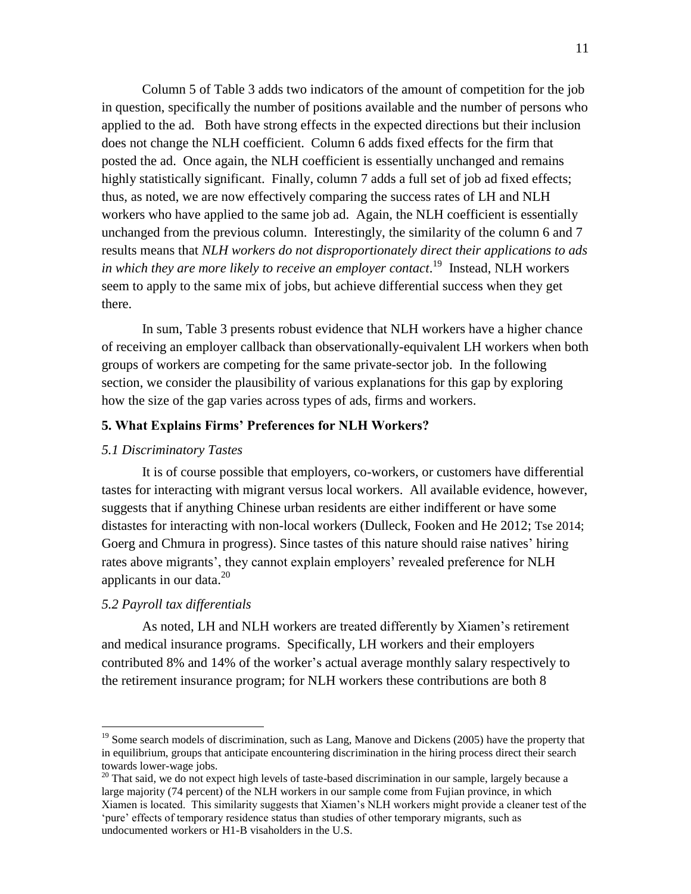Column 5 of Table 3 adds two indicators of the amount of competition for the job in question, specifically the number of positions available and the number of persons who applied to the ad. Both have strong effects in the expected directions but their inclusion does not change the NLH coefficient. Column 6 adds fixed effects for the firm that posted the ad. Once again, the NLH coefficient is essentially unchanged and remains highly statistically significant. Finally, column 7 adds a full set of job ad fixed effects; thus, as noted, we are now effectively comparing the success rates of LH and NLH workers who have applied to the same job ad. Again, the NLH coefficient is essentially unchanged from the previous column. Interestingly, the similarity of the column 6 and 7 results means that *NLH workers do not disproportionately direct their applications to ads in which they are more likely to receive an employer contact*.[19] Instead, NLH workers seem to apply to the same mix of jobs, but achieve differential success when they get there.

In sum, Table 3 presents robust evidence that NLH workers have a higher chance of receiving an employer callback than observationally-equivalent LH workers when both groups of workers are competing for the same private-sector job. In the following section, we consider the plausibility of various explanations for this gap by exploring how the size of the gap varies across types of ads, firms and workers.

## 5. What Explains Firms' Preferences for NLH Workers?

### *5.1 Discriminatory Tastes*

It is of course possible that employers, co-workers, or customers have differential tastes for interacting with migrant versus local workers. All available evidence, however, suggests that if anything Chinese urban residents are either indifferent or have some distastes for interacting with non-local workers (Dulleck, Fooken and He 2012; Tse 2014; Goerg and Chmura in progress). Since tastes of this nature should raise natives' hiring rates above migrants', they cannot explain employers' revealed preference for NLH applicants in our data.[20]

### *5.2 Payroll tax differentials*

As noted, LH and NLH workers are treated differently by Xiamen's retirement and medical insurance programs. Specifically, LH workers and their employers contributed 8% and 14% of the worker's actual average monthly salary respectively to the retirement insurance program; for NLH workers these contributions are both 8

---

[19] Some search models of discrimination, such as Lang, Manove and Dickens (2005) have the property that in equilibrium, groups that anticipate encountering discrimination in the hiring process direct their search towards lower-wage jobs.

[20] That said, we do not expect high levels of taste-based discrimination in our sample, largely because a large majority (74 percent) of the NLH workers in our sample come from Fujian province, in which Xiamen is located. This similarity suggests that Xiamen's NLH workers might provide a cleaner test of the 'pure' effects of temporary residence status than studies of other temporary migrants, such as undocumented workers or H1-B visaholders in the U.S.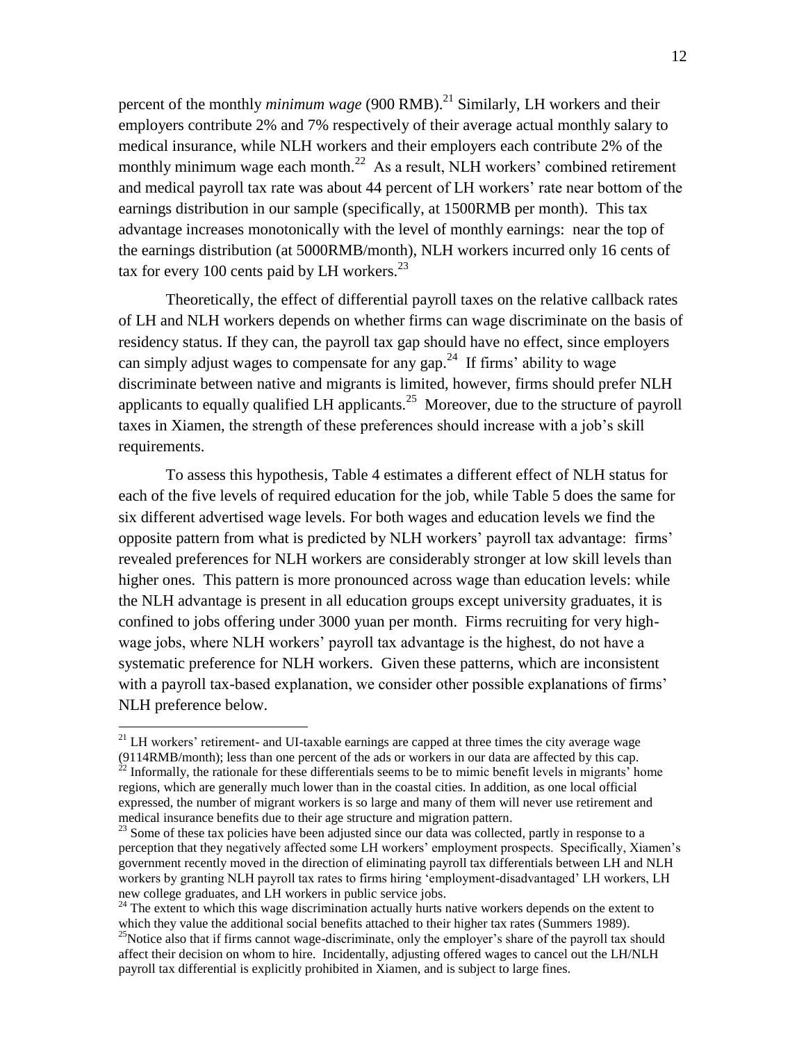percent of the monthly *minimum wage* (900 RMB).[21] Similarly, LH workers and their employers contribute 2% and 7% respectively of their average actual monthly salary to medical insurance, while NLH workers and their employers each contribute 2% of the monthly minimum wage each month.[22] As a result, NLH workers' combined retirement and medical payroll tax rate was about 44 percent of LH workers' rate near bottom of the earnings distribution in our sample (specifically, at 1500RMB per month). This tax advantage increases monotonically with the level of monthly earnings: near the top of the earnings distribution (at 5000RMB/month), NLH workers incurred only 16 cents of tax for every 100 cents paid by LH workers.[23]

Theoretically, the effect of differential payroll taxes on the relative callback rates of LH and NLH workers depends on whether firms can wage discriminate on the basis of residency status. If they can, the payroll tax gap should have no effect, since employers can simply adjust wages to compensate for any gap.[24] If firms' ability to wage discriminate between native and migrants is limited, however, firms should prefer NLH applicants to equally qualified LH applicants.[25] Moreover, due to the structure of payroll taxes in Xiamen, the strength of these preferences should increase with a job's skill requirements.

To assess this hypothesis, Table 4 estimates a different effect of NLH status for each of the five levels of required education for the job, while Table 5 does the same for six different advertised wage levels. For both wages and education levels we find the opposite pattern from what is predicted by NLH workers' payroll tax advantage: firms' revealed preferences for NLH workers are considerably stronger at low skill levels than higher ones. This pattern is more pronounced across wage than education levels: while the NLH advantage is present in all education groups except university graduates, it is confined to jobs offering under 3000 yuan per month. Firms recruiting for very high-wage jobs, where NLH workers' payroll tax advantage is the highest, do not have a systematic preference for NLH workers. Given these patterns, which are inconsistent with a payroll tax-based explanation, we consider other possible explanations of firms' NLH preference below.

---

[21] LH workers' retirement- and UI-taxable earnings are capped at three times the city average wage (9114RMB/month); less than one percent of the ads or workers in our data are affected by this cap.

[22] Informally, the rationale for these differentials seems to be to mimic benefit levels in migrants' home regions, which are generally much lower than in the coastal cities. In addition, as one local official expressed, the number of migrant workers is so large and many of them will never use retirement and medical insurance benefits due to their age structure and migration pattern.

[23] Some of these tax policies have been adjusted since our data was collected, partly in response to a perception that they negatively affected some LH workers' employment prospects. Specifically, Xiamen's government recently moved in the direction of eliminating payroll tax differentials between LH and NLH workers by granting NLH payroll tax rates to firms hiring 'employment-disadvantaged' LH workers, LH new college graduates, and LH workers in public service jobs.

[24] The extent to which this wage discrimination actually hurts native workers depends on the extent to which they value the additional social benefits attached to their higher tax rates (Summers 1989).

[25] Notice also that if firms cannot wage-discriminate, only the employer's share of the payroll tax should affect their decision on whom to hire. Incidentally, adjusting offered wages to cancel out the LH/NLH payroll tax differential is explicitly prohibited in Xiamen, and is subject to large fines.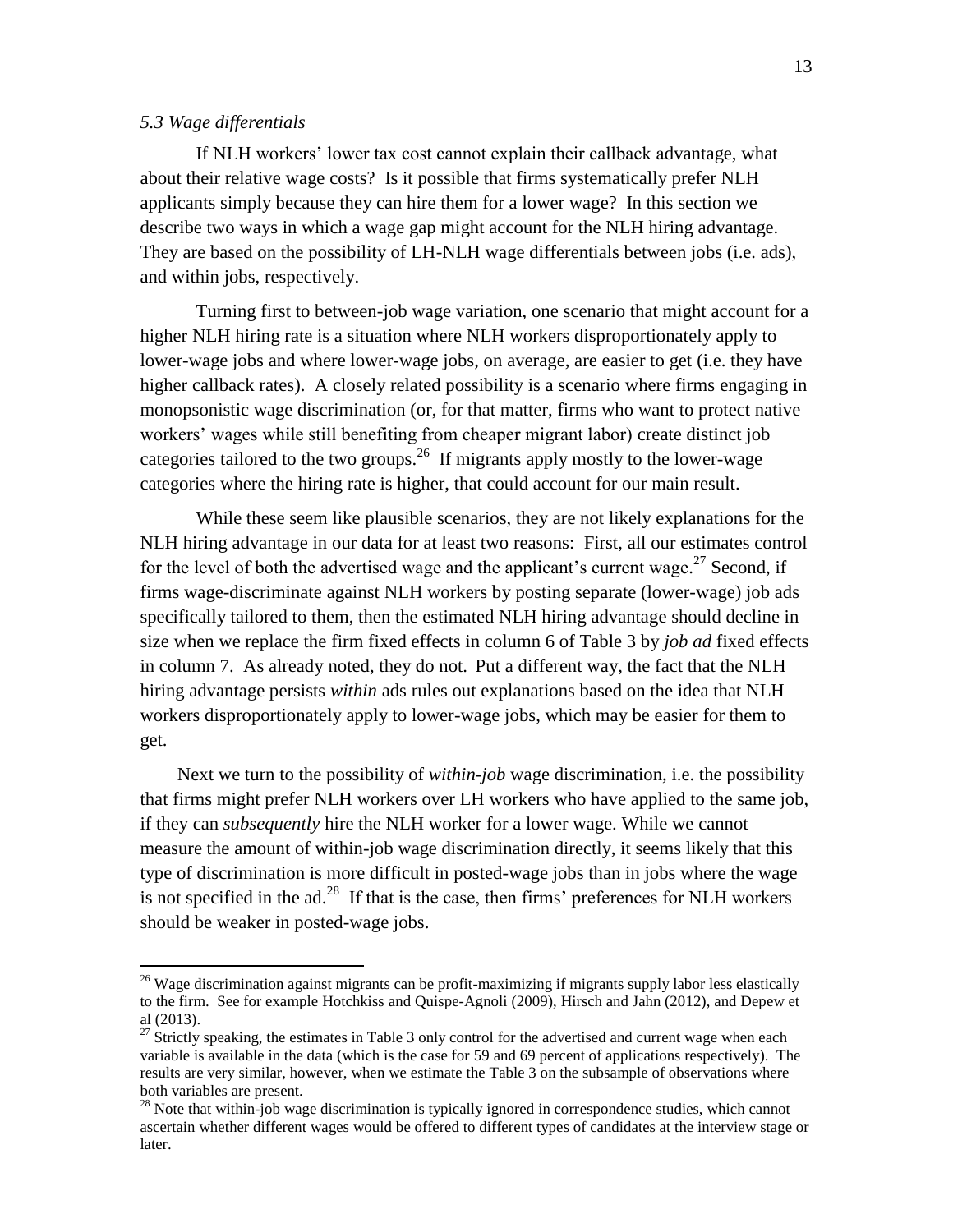### *5.3 Wage differentials*

If NLH workers' lower tax cost cannot explain their callback advantage, what about their relative wage costs? Is it possible that firms systematically prefer NLH applicants simply because they can hire them for a lower wage? In this section we describe two ways in which a wage gap might account for the NLH hiring advantage. They are based on the possibility of LH-NLH wage differentials between jobs (i.e. ads), and within jobs, respectively.

Turning first to between-job wage variation, one scenario that might account for a higher NLH hiring rate is a situation where NLH workers disproportionately apply to lower-wage jobs and where lower-wage jobs, on average, are easier to get (i.e. they have higher callback rates). A closely related possibility is a scenario where firms engaging in monopsonistic wage discrimination (or, for that matter, firms who want to protect native workers' wages while still benefiting from cheaper migrant labor) create distinct job categories tailored to the two groups.[26] If migrants apply mostly to the lower-wage categories where the hiring rate is higher, that could account for our main result.

While these seem like plausible scenarios, they are not likely explanations for the NLH hiring advantage in our data for at least two reasons: First, all our estimates control for the level of both the advertised wage and the applicant's current wage.[27] Second, if firms wage-discriminate against NLH workers by posting separate (lower-wage) job ads specifically tailored to them, then the estimated NLH hiring advantage should decline in size when we replace the firm fixed effects in column 6 of Table 3 by *job ad* fixed effects in column 7. As already noted, they do not. Put a different way, the fact that the NLH hiring advantage persists *within* ads rules out explanations based on the idea that NLH workers disproportionately apply to lower-wage jobs, which may be easier for them to get.

Next we turn to the possibility of *within-job* wage discrimination, i.e. the possibility that firms might prefer NLH workers over LH workers who have applied to the same job, if they can *subsequently* hire the NLH worker for a lower wage. While we cannot measure the amount of within-job wage discrimination directly, it seems likely that this type of discrimination is more difficult in posted-wage jobs than in jobs where the wage is not specified in the ad.[28] If that is the case, then firms' preferences for NLH workers should be weaker in posted-wage jobs.

---

[26] Wage discrimination against migrants can be profit-maximizing if migrants supply labor less elastically to the firm. See for example Hotchkiss and Quispe-Agnoli (2009), Hirsch and Jahn (2012), and Depew et al (2013).

[27] Strictly speaking, the estimates in Table 3 only control for the advertised and current wage when each variable is available in the data (which is the case for 59 and 69 percent of applications respectively). The results are very similar, however, when we estimate the Table 3 on the subsample of observations where both variables are present.

[28] Note that within-job wage discrimination is typically ignored in correspondence studies, which cannot ascertain whether different wages would be offered to different types of candidates at the interview stage or later.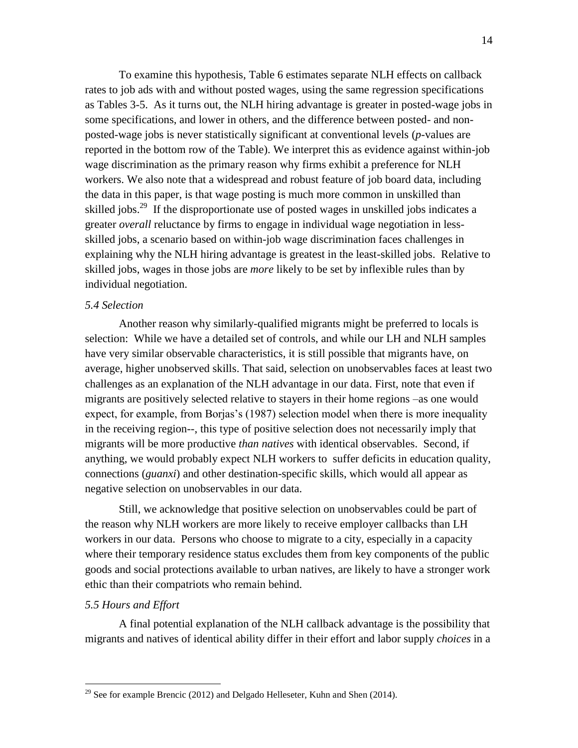To examine this hypothesis, Table 6 estimates separate NLH effects on callback rates to job ads with and without posted wages, using the same regression specifications as Tables 3-5. As it turns out, the NLH hiring advantage is greater in posted-wage jobs in some specifications, and lower in others, and the difference between posted- and non-posted-wage jobs is never statistically significant at conventional levels (*p*-values are reported in the bottom row of the Table). We interpret this as evidence against within-job wage discrimination as the primary reason why firms exhibit a preference for NLH workers. We also note that a widespread and robust feature of job board data, including the data in this paper, is that wage posting is much more common in unskilled than skilled jobs.[29] If the disproportionate use of posted wages in unskilled jobs indicates a greater *overall* reluctance by firms to engage in individual wage negotiation in less-skilled jobs, a scenario based on within-job wage discrimination faces challenges in explaining why the NLH hiring advantage is greatest in the least-skilled jobs. Relative to skilled jobs, wages in those jobs are *more* likely to be set by inflexible rules than by individual negotiation.

### *5.4 Selection*

Another reason why similarly-qualified migrants might be preferred to locals is selection: While we have a detailed set of controls, and while our LH and NLH samples have very similar observable characteristics, it is still possible that migrants have, on average, higher unobserved skills. That said, selection on unobservables faces at least two challenges as an explanation of the NLH advantage in our data. First, note that even if migrants are positively selected relative to stayers in their home regions –as one would expect, for example, from Borjas's (1987) selection model when there is more inequality in the receiving region--, this type of positive selection does not necessarily imply that migrants will be more productive *than natives* with identical observables. Second, if anything, we would probably expect NLH workers to suffer deficits in education quality, connections (*guanxi*) and other destination-specific skills, which would all appear as negative selection on unobservables in our data.

Still, we acknowledge that positive selection on unobservables could be part of the reason why NLH workers are more likely to receive employer callbacks than LH workers in our data. Persons who choose to migrate to a city, especially in a capacity where their temporary residence status excludes them from key components of the public goods and social protections available to urban natives, are likely to have a stronger work ethic than their compatriots who remain behind.

### *5.5 Hours and Effort*

A final potential explanation of the NLH callback advantage is the possibility that migrants and natives of identical ability differ in their effort and labor supply *choices* in a

---

[29] See for example Brencic (2012) and Delgado Helleseter, Kuhn and Shen (2014).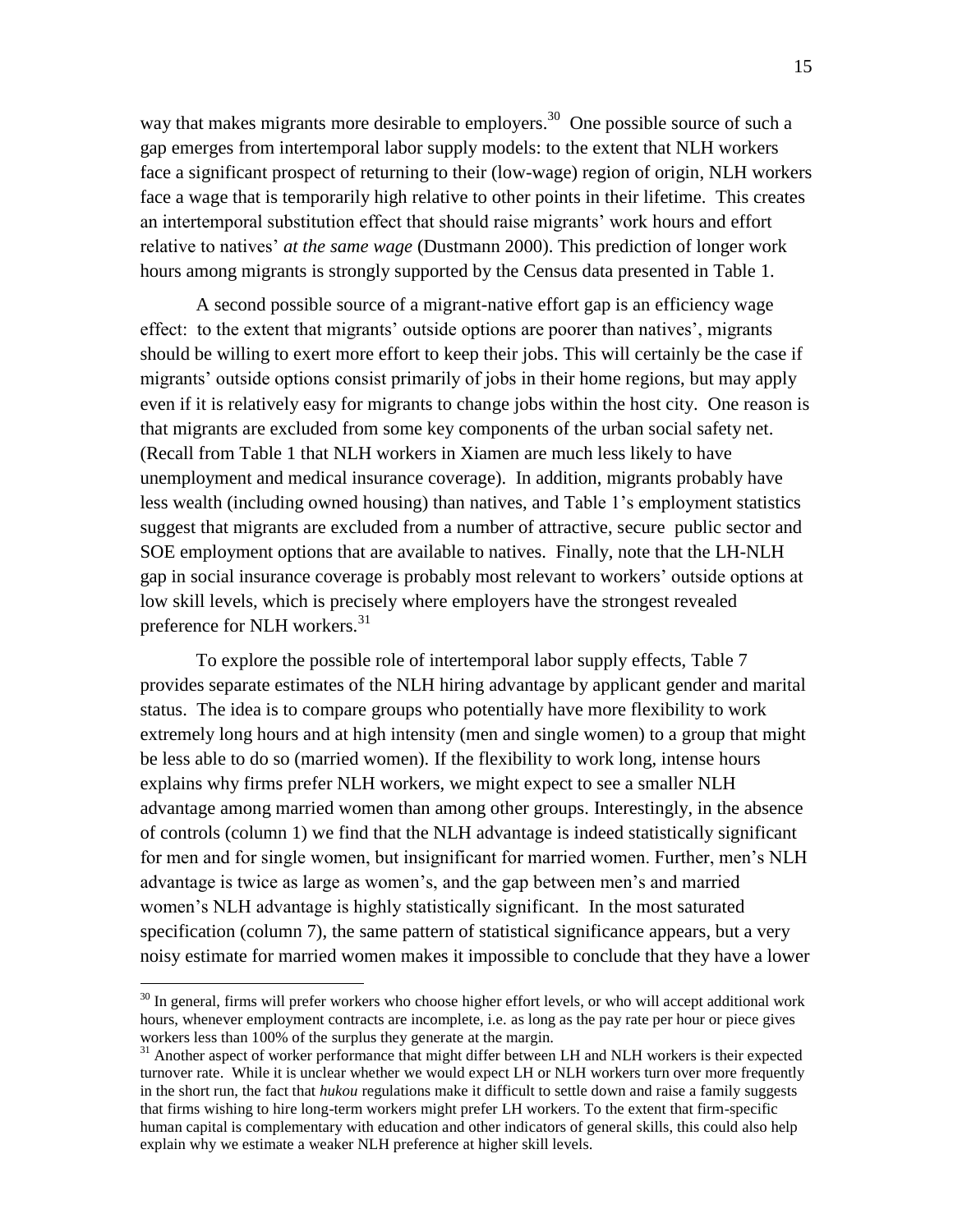way that makes migrants more desirable to employers.[30] One possible source of such a gap emerges from intertemporal labor supply models: to the extent that NLH workers face a significant prospect of returning to their (low-wage) region of origin, NLH workers face a wage that is temporarily high relative to other points in their lifetime. This creates an intertemporal substitution effect that should raise migrants' work hours and effort relative to natives' *at the same wage* (Dustmann 2000). This prediction of longer work hours among migrants is strongly supported by the Census data presented in Table 1.

A second possible source of a migrant-native effort gap is an efficiency wage effect: to the extent that migrants' outside options are poorer than natives', migrants should be willing to exert more effort to keep their jobs. This will certainly be the case if migrants' outside options consist primarily of jobs in their home regions, but may apply even if it is relatively easy for migrants to change jobs within the host city. One reason is that migrants are excluded from some key components of the urban social safety net. (Recall from Table 1 that NLH workers in Xiamen are much less likely to have unemployment and medical insurance coverage). In addition, migrants probably have less wealth (including owned housing) than natives, and Table 1's employment statistics suggest that migrants are excluded from a number of attractive, secure public sector and SOE employment options that are available to natives. Finally, note that the LH-NLH gap in social insurance coverage is probably most relevant to workers' outside options at low skill levels, which is precisely where employers have the strongest revealed preference for NLH workers.[31]

To explore the possible role of intertemporal labor supply effects, Table 7 provides separate estimates of the NLH hiring advantage by applicant gender and marital status. The idea is to compare groups who potentially have more flexibility to work extremely long hours and at high intensity (men and single women) to a group that might be less able to do so (married women). If the flexibility to work long, intense hours explains why firms prefer NLH workers, we might expect to see a smaller NLH advantage among married women than among other groups. Interestingly, in the absence of controls (column 1) we find that the NLH advantage is indeed statistically significant for men and for single women, but insignificant for married women. Further, men's NLH advantage is twice as large as women's, and the gap between men's and married women's NLH advantage is highly statistically significant. In the most saturated specification (column 7), the same pattern of statistical significance appears, but a very noisy estimate for married women makes it impossible to conclude that they have a lower

[30] In general, firms will prefer workers who choose higher effort levels, or who will accept additional work hours, whenever employment contracts are incomplete, i.e. as long as the pay rate per hour or piece gives workers less than 100% of the surplus they generate at the margin.

[31] Another aspect of worker performance that might differ between LH and NLH workers is their expected turnover rate. While it is unclear whether we would expect LH or NLH workers turn over more frequently in the short run, the fact that *hukou* regulations make it difficult to settle down and raise a family suggests that firms wishing to hire long-term workers might prefer LH workers. To the extent that firm-specific human capital is complementary with education and other indicators of general skills, this could also help explain why we estimate a weaker NLH preference at higher skill levels.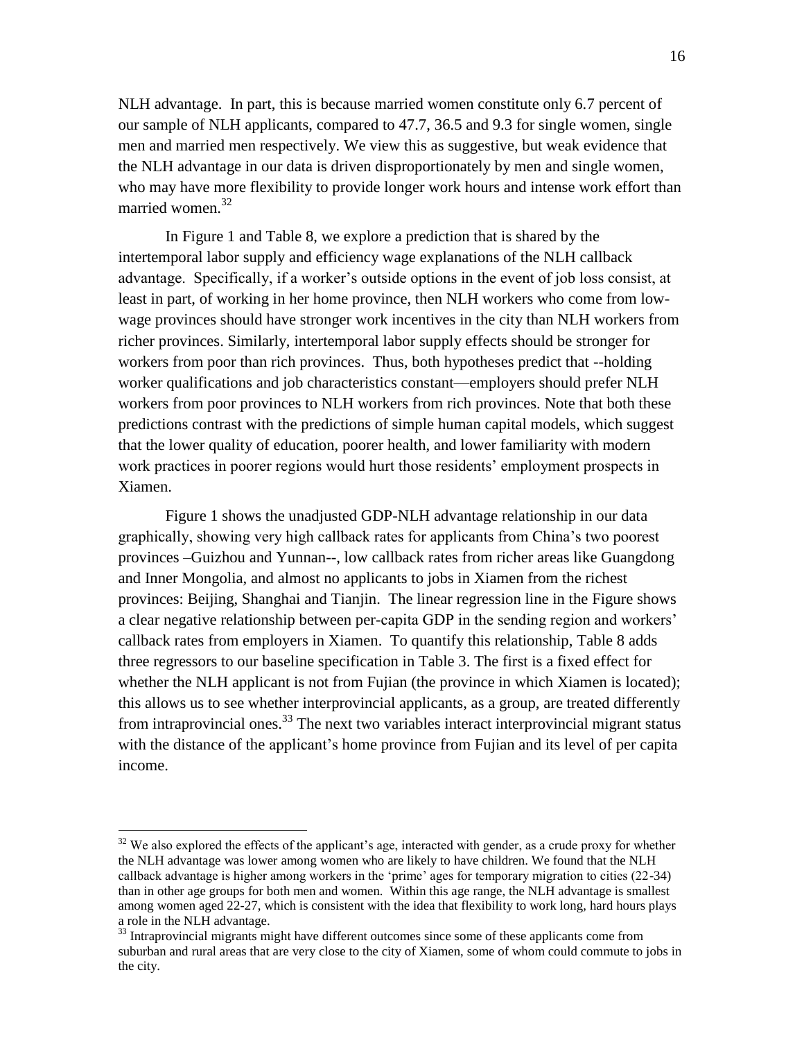NLH advantage. In part, this is because married women constitute only 6.7 percent of our sample of NLH applicants, compared to 47.7, 36.5 and 9.3 for single women, single men and married men respectively. We view this as suggestive, but weak evidence that the NLH advantage in our data is driven disproportionately by men and single women, who may have more flexibility to provide longer work hours and intense work effort than married women.[32]

In Figure 1 and Table 8, we explore a prediction that is shared by the intertemporal labor supply and efficiency wage explanations of the NLH callback advantage. Specifically, if a worker's outside options in the event of job loss consist, at least in part, of working in her home province, then NLH workers who come from low-wage provinces should have stronger work incentives in the city than NLH workers from richer provinces. Similarly, intertemporal labor supply effects should be stronger for workers from poor than rich provinces. Thus, both hypotheses predict that --holding worker qualifications and job characteristics constant—employers should prefer NLH workers from poor provinces to NLH workers from rich provinces. Note that both these predictions contrast with the predictions of simple human capital models, which suggest that the lower quality of education, poorer health, and lower familiarity with modern work practices in poorer regions would hurt those residents' employment prospects in Xiamen.

Figure 1 shows the unadjusted GDP-NLH advantage relationship in our data graphically, showing very high callback rates for applicants from China's two poorest provinces –Guizhou and Yunnan--, low callback rates from richer areas like Guangdong and Inner Mongolia, and almost no applicants to jobs in Xiamen from the richest provinces: Beijing, Shanghai and Tianjin. The linear regression line in the Figure shows a clear negative relationship between per-capita GDP in the sending region and workers' callback rates from employers in Xiamen. To quantify this relationship, Table 8 adds three regressors to our baseline specification in Table 3. The first is a fixed effect for whether the NLH applicant is not from Fujian (the province in which Xiamen is located); this allows us to see whether interprovincial applicants, as a group, are treated differently from intraprovincial ones.[33] The next two variables interact interprovincial migrant status with the distance of the applicant's home province from Fujian and its level of per capita income.

---

[32] We also explored the effects of the applicant's age, interacted with gender, as a crude proxy for whether the NLH advantage was lower among women who are likely to have children. We found that the NLH callback advantage is higher among workers in the 'prime' ages for temporary migration to cities (22-34) than in other age groups for both men and women. Within this age range, the NLH advantage is smallest among women aged 22-27, which is consistent with the idea that flexibility to work long, hard hours plays a role in the NLH advantage.

[33] Intraprovincial migrants might have different outcomes since some of these applicants come from suburban and rural areas that are very close to the city of Xiamen, some of whom could commute to jobs in the city.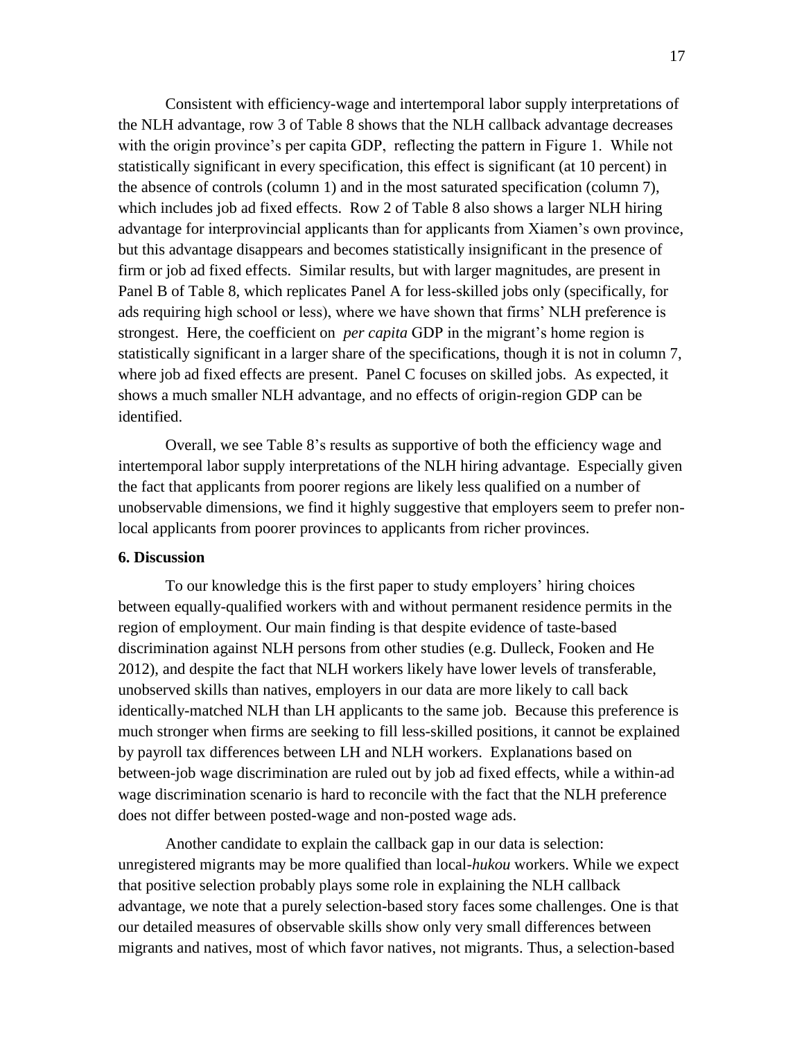Consistent with efficiency-wage and intertemporal labor supply interpretations of the NLH advantage, row 3 of Table 8 shows that the NLH callback advantage decreases with the origin province's per capita GDP, reflecting the pattern in Figure 1. While not statistically significant in every specification, this effect is significant (at 10 percent) in the absence of controls (column 1) and in the most saturated specification (column 7), which includes job ad fixed effects. Row 2 of Table 8 also shows a larger NLH hiring advantage for interprovincial applicants than for applicants from Xiamen's own province, but this advantage disappears and becomes statistically insignificant in the presence of firm or job ad fixed effects. Similar results, but with larger magnitudes, are present in Panel B of Table 8, which replicates Panel A for less-skilled jobs only (specifically, for ads requiring high school or less), where we have shown that firms' NLH preference is strongest. Here, the coefficient on *per capita* GDP in the migrant's home region is statistically significant in a larger share of the specifications, though it is not in column 7, where job ad fixed effects are present. Panel C focuses on skilled jobs. As expected, it shows a much smaller NLH advantage, and no effects of origin-region GDP can be identified.

Overall, we see Table 8's results as supportive of both the efficiency wage and intertemporal labor supply interpretations of the NLH hiring advantage. Especially given the fact that applicants from poorer regions are likely less qualified on a number of unobservable dimensions, we find it highly suggestive that employers seem to prefer non-local applicants from poorer provinces to applicants from richer provinces.

**6. Discussion**

To our knowledge this is the first paper to study employers' hiring choices between equally-qualified workers with and without permanent residence permits in the region of employment. Our main finding is that despite evidence of taste-based discrimination against NLH persons from other studies (e.g. Dulleck, Fooken and He 2012), and despite the fact that NLH workers likely have lower levels of transferable, unobserved skills than natives, employers in our data are more likely to call back identically-matched NLH than LH applicants to the same job. Because this preference is much stronger when firms are seeking to fill less-skilled positions, it cannot be explained by payroll tax differences between LH and NLH workers. Explanations based on between-job wage discrimination are ruled out by job ad fixed effects, while a within-ad wage discrimination scenario is hard to reconcile with the fact that the NLH preference does not differ between posted-wage and non-posted wage ads.

Another candidate to explain the callback gap in our data is selection: unregistered migrants may be more qualified than local-*hukou* workers. While we expect that positive selection probably plays some role in explaining the NLH callback advantage, we note that a purely selection-based story faces some challenges. One is that our detailed measures of observable skills show only very small differences between migrants and natives, most of which favor natives, not migrants. Thus, a selection-based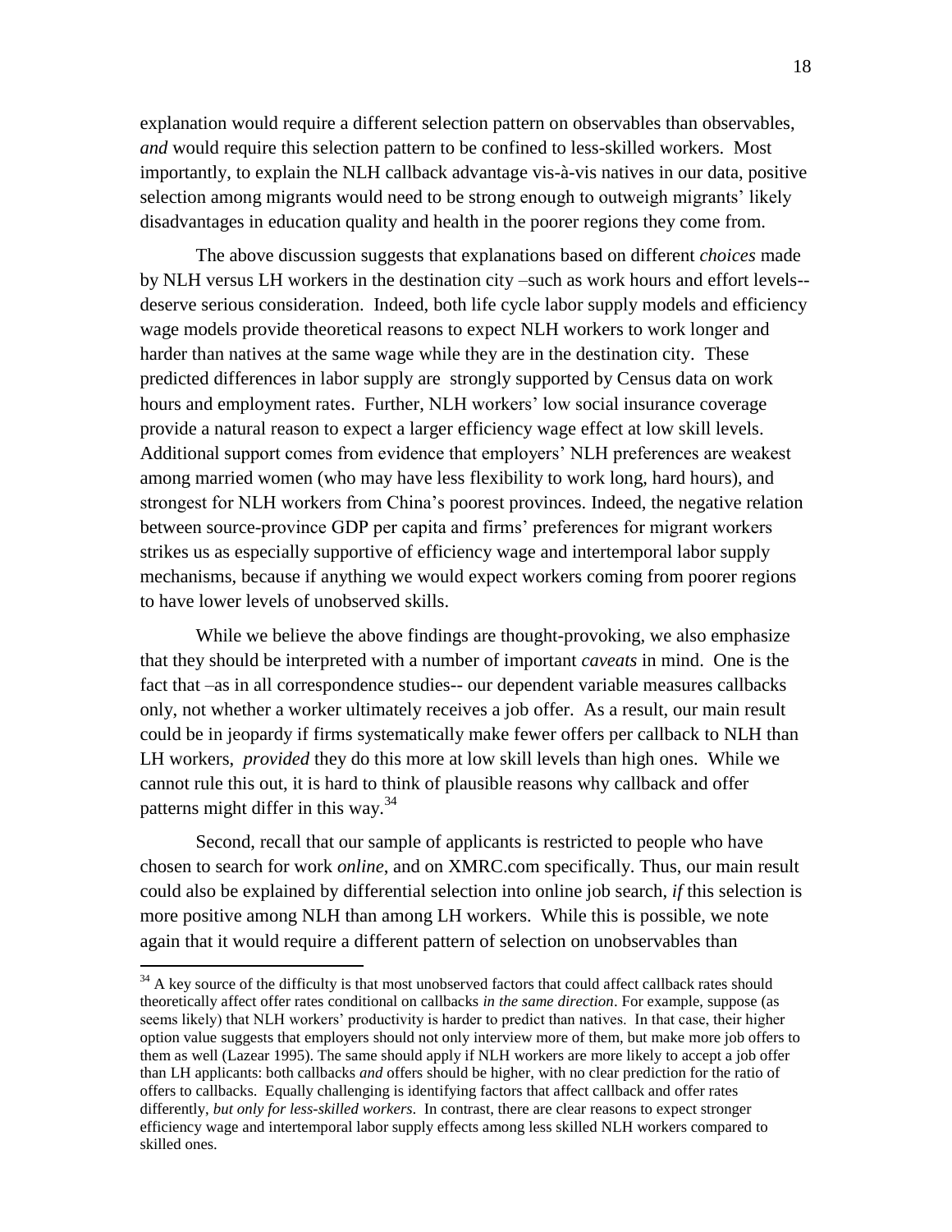explanation would require a different selection pattern on observables than observables, *and* would require this selection pattern to be confined to less-skilled workers. Most importantly, to explain the NLH callback advantage vis-à-vis natives in our data, positive selection among migrants would need to be strong enough to outweigh migrants' likely disadvantages in education quality and health in the poorer regions they come from.

The above discussion suggests that explanations based on different *choices* made by NLH versus LH workers in the destination city –such as work hours and effort levels-- deserve serious consideration. Indeed, both life cycle labor supply models and efficiency wage models provide theoretical reasons to expect NLH workers to work longer and harder than natives at the same wage while they are in the destination city. These predicted differences in labor supply are strongly supported by Census data on work hours and employment rates. Further, NLH workers' low social insurance coverage provide a natural reason to expect a larger efficiency wage effect at low skill levels. Additional support comes from evidence that employers' NLH preferences are weakest among married women (who may have less flexibility to work long, hard hours), and strongest for NLH workers from China's poorest provinces. Indeed, the negative relation between source-province GDP per capita and firms' preferences for migrant workers strikes us as especially supportive of efficiency wage and intertemporal labor supply mechanisms, because if anything we would expect workers coming from poorer regions to have lower levels of unobserved skills.

While we believe the above findings are thought-provoking, we also emphasize that they should be interpreted with a number of important *caveats* in mind. One is the fact that –as in all correspondence studies-- our dependent variable measures callbacks only, not whether a worker ultimately receives a job offer. As a result, our main result could be in jeopardy if firms systematically make fewer offers per callback to NLH than LH workers, *provided* they do this more at low skill levels than high ones. While we cannot rule this out, it is hard to think of plausible reasons why callback and offer patterns might differ in this way.[34]

Second, recall that our sample of applicants is restricted to people who have chosen to search for work *online*, and on XMRC.com specifically. Thus, our main result could also be explained by differential selection into online job search, *if* this selection is more positive among NLH than among LH workers. While this is possible, we note again that it would require a different pattern of selection on unobservables than

[34] A key source of the difficulty is that most unobserved factors that could affect callback rates should theoretically affect offer rates conditional on callbacks *in the same direction*. For example, suppose (as seems likely) that NLH workers' productivity is harder to predict than natives. In that case, their higher option value suggests that employers should not only interview more of them, but make more job offers to them as well (Lazear 1995). The same should apply if NLH workers are more likely to accept a job offer than LH applicants: both callbacks *and* offers should be higher, with no clear prediction for the ratio of offers to callbacks. Equally challenging is identifying factors that affect callback and offer rates differently, *but only for less-skilled workers*. In contrast, there are clear reasons to expect stronger efficiency wage and intertemporal labor supply effects among less skilled NLH workers compared to skilled ones.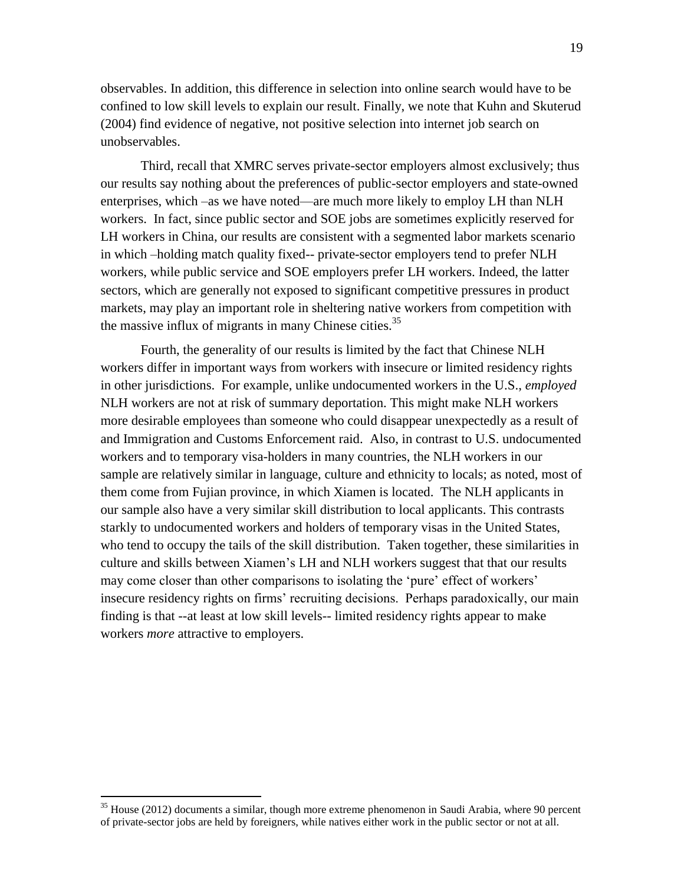observables. In addition, this difference in selection into online search would have to be confined to low skill levels to explain our result. Finally, we note that Kuhn and Skuterud (2004) find evidence of negative, not positive selection into internet job search on unobservables.

Third, recall that XMRC serves private-sector employers almost exclusively; thus our results say nothing about the preferences of public-sector employers and state-owned enterprises, which –as we have noted—are much more likely to employ LH than NLH workers. In fact, since public sector and SOE jobs are sometimes explicitly reserved for LH workers in China, our results are consistent with a segmented labor markets scenario in which –holding match quality fixed-- private-sector employers tend to prefer NLH workers, while public service and SOE employers prefer LH workers. Indeed, the latter sectors, which are generally not exposed to significant competitive pressures in product markets, may play an important role in sheltering native workers from competition with the massive influx of migrants in many Chinese cities.[35]

Fourth, the generality of our results is limited by the fact that Chinese NLH workers differ in important ways from workers with insecure or limited residency rights in other jurisdictions. For example, unlike undocumented workers in the U.S., *employed* NLH workers are not at risk of summary deportation. This might make NLH workers more desirable employees than someone who could disappear unexpectedly as a result of and Immigration and Customs Enforcement raid. Also, in contrast to U.S. undocumented workers and to temporary visa-holders in many countries, the NLH workers in our sample are relatively similar in language, culture and ethnicity to locals; as noted, most of them come from Fujian province, in which Xiamen is located. The NLH applicants in our sample also have a very similar skill distribution to local applicants. This contrasts starkly to undocumented workers and holders of temporary visas in the United States, who tend to occupy the tails of the skill distribution. Taken together, these similarities in culture and skills between Xiamen's LH and NLH workers suggest that that our results may come closer than other comparisons to isolating the 'pure' effect of workers' insecure residency rights on firms' recruiting decisions. Perhaps paradoxically, our main finding is that --at least at low skill levels-- limited residency rights appear to make workers *more* attractive to employers.

[35] House (2012) documents a similar, though more extreme phenomenon in Saudi Arabia, where 90 percent of private-sector jobs are held by foreigners, while natives either work in the public sector or not at all.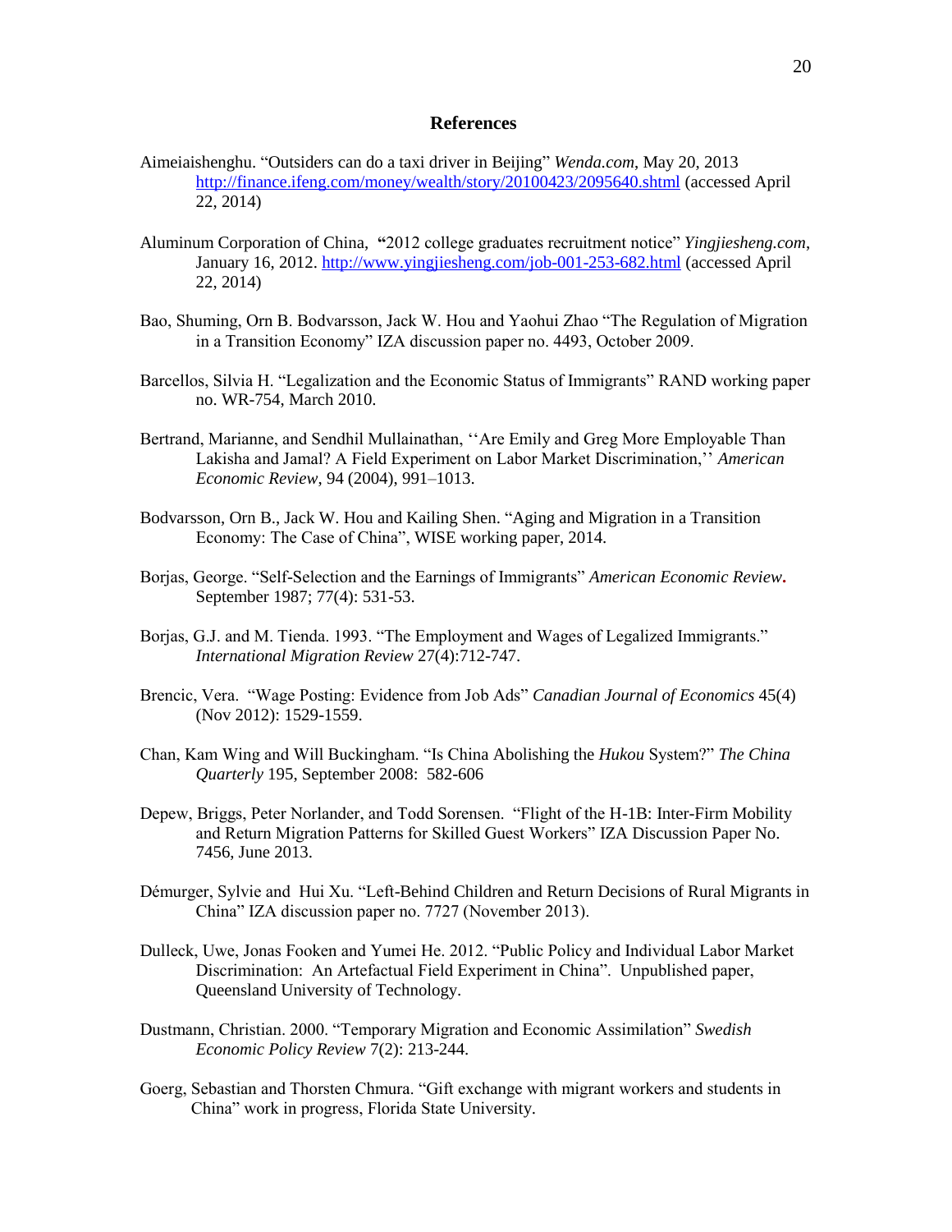# References

Aimeiaishenghu. "Outsiders can do a taxi driver in Beijing" *Wenda.com*, May 20, 2013 http://finance.ifeng.com/money/wealth/story/20100423/2095640.shtml (accessed April 22, 2014)

Aluminum Corporation of China, **"**2012 college graduates recruitment notice" *Yingjiesheng.com*, January 16, 2012. http://www.yingjiesheng.com/job-001-253-682.html (accessed April 22, 2014)

Bao, Shuming, Orn B. Bodvarsson, Jack W. Hou and Yaohui Zhao "The Regulation of Migration in a Transition Economy" IZA discussion paper no. 4493, October 2009.

Barcellos, Silvia H. "Legalization and the Economic Status of Immigrants" RAND working paper no. WR-754, March 2010.

Bertrand, Marianne, and Sendhil Mullainathan, ''Are Emily and Greg More Employable Than Lakisha and Jamal? A Field Experiment on Labor Market Discrimination,'' *American Economic Review*, 94 (2004), 991–1013.

Bodvarsson, Orn B., Jack W. Hou and Kailing Shen. "Aging and Migration in a Transition Economy: The Case of China", WISE working paper, 2014.

Borjas, George. "Self-Selection and the Earnings of Immigrants" *American Economic Review***.** September 1987; 77(4): 531-53.

Borjas, G.J. and M. Tienda. 1993. "The Employment and Wages of Legalized Immigrants." *International Migration Review* 27(4):712-747.

Brencic, Vera. "Wage Posting: Evidence from Job Ads" *Canadian Journal of Economics* 45(4) (Nov 2012): 1529-1559.

Chan, Kam Wing and Will Buckingham. "Is China Abolishing the *Hukou* System?" *The China Quarterly* 195, September 2008: 582-606

Depew, Briggs, Peter Norlander, and Todd Sorensen. "Flight of the H-1B: Inter-Firm Mobility and Return Migration Patterns for Skilled Guest Workers" IZA Discussion Paper No. 7456, June 2013.

Démurger, Sylvie and Hui Xu. "Left-Behind Children and Return Decisions of Rural Migrants in China" IZA discussion paper no. 7727 (November 2013).

Dulleck, Uwe, Jonas Fooken and Yumei He. 2012. "Public Policy and Individual Labor Market Discrimination: An Artefactual Field Experiment in China". Unpublished paper, Queensland University of Technology.

Dustmann, Christian. 2000. "Temporary Migration and Economic Assimilation" *Swedish Economic Policy Review* 7(2): 213-244.

Goerg, Sebastian and Thorsten Chmura. "Gift exchange with migrant workers and students in China" work in progress, Florida State University.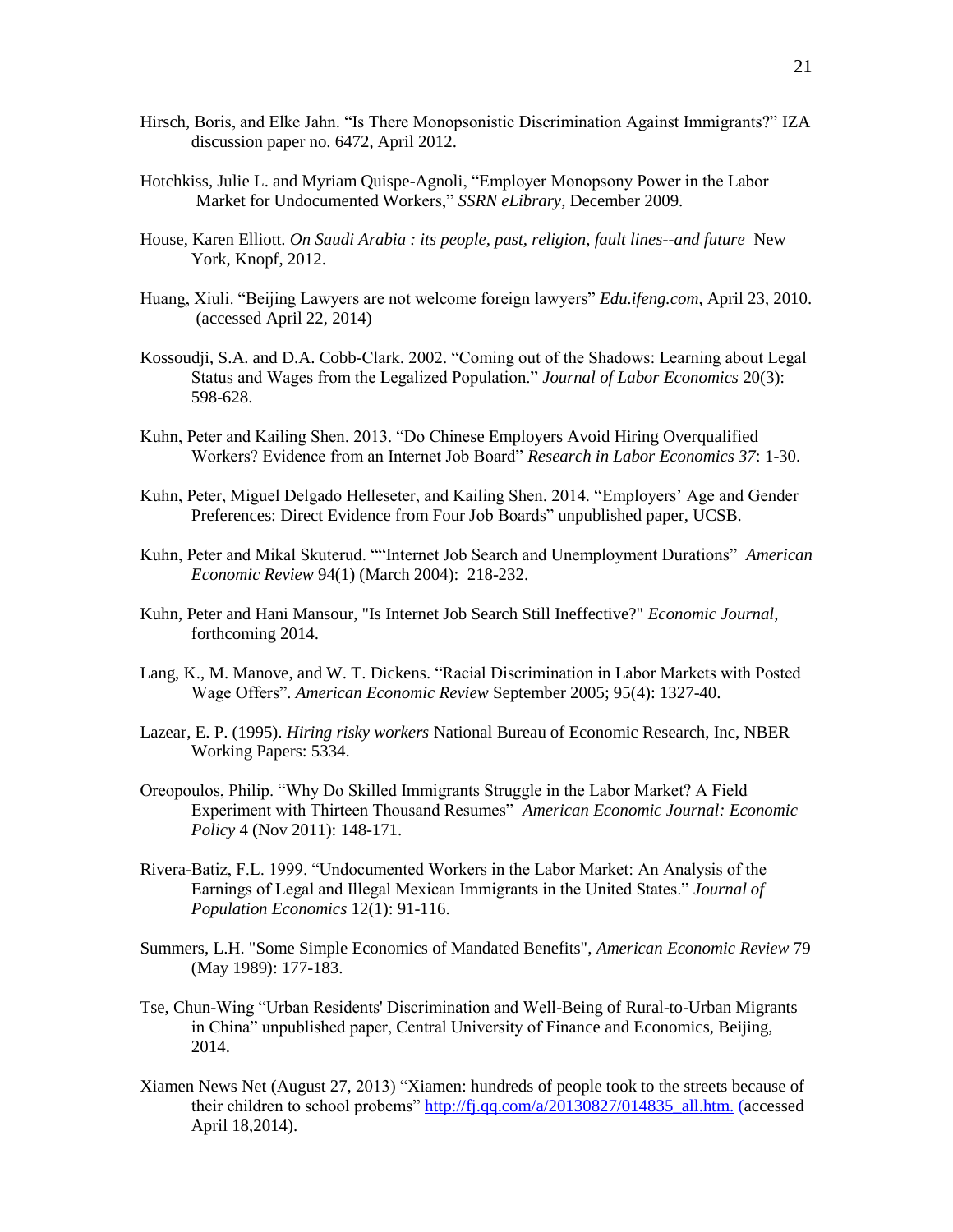Hirsch, Boris, and Elke Jahn. "Is There Monopsonistic Discrimination Against Immigrants?" IZA discussion paper no. 6472, April 2012.

Hotchkiss, Julie L. and Myriam Quispe-Agnoli, "Employer Monopsony Power in the Labor Market for Undocumented Workers," *SSRN eLibrary*, December 2009.

House, Karen Elliott. *On Saudi Arabia : its people, past, religion, fault lines--and future* New York, Knopf, 2012.

Huang, Xiuli. "Beijing Lawyers are not welcome foreign lawyers" *Edu.ifeng.com*, April 23, 2010. (accessed April 22, 2014)

Kossoudji, S.A. and D.A. Cobb-Clark. 2002. "Coming out of the Shadows: Learning about Legal Status and Wages from the Legalized Population." *Journal of Labor Economics* 20(3): 598-628.

Kuhn, Peter and Kailing Shen. 2013. "Do Chinese Employers Avoid Hiring Overqualified Workers? Evidence from an Internet Job Board" *Research in Labor Economics 37*: 1-30.

Kuhn, Peter, Miguel Delgado Helleseter, and Kailing Shen. 2014. "Employers' Age and Gender Preferences: Direct Evidence from Four Job Boards" unpublished paper, UCSB.

Kuhn, Peter and Mikal Skuterud. ""Internet Job Search and Unemployment Durations" *American Economic Review* 94(1) (March 2004): 218-232.

Kuhn, Peter and Hani Mansour, "Is Internet Job Search Still Ineffective?" *Economic Journal*, forthcoming 2014.

Lang, K., M. Manove, and W. T. Dickens. "Racial Discrimination in Labor Markets with Posted Wage Offers". *American Economic Review* September 2005; 95(4): 1327-40.

Lazear, E. P. (1995). *Hiring risky workers* National Bureau of Economic Research, Inc, NBER Working Papers: 5334.

Oreopoulos, Philip. "Why Do Skilled Immigrants Struggle in the Labor Market? A Field Experiment with Thirteen Thousand Resumes" *American Economic Journal: Economic Policy* 4 (Nov 2011): 148-171.

Rivera-Batiz, F.L. 1999. "Undocumented Workers in the Labor Market: An Analysis of the Earnings of Legal and Illegal Mexican Immigrants in the United States." *Journal of Population Economics* 12(1): 91-116.

Summers, L.H. "Some Simple Economics of Mandated Benefits", *American Economic Review* 79 (May 1989): 177-183.

Tse, Chun-Wing "Urban Residents' Discrimination and Well-Being of Rural-to-Urban Migrants in China" unpublished paper, Central University of Finance and Economics, Beijing, 2014.

Xiamen News Net (August 27, 2013) "Xiamen: hundreds of people took to the streets because of their children to school probems" http://fj.qq.com/a/20130827/014835_all.htm. (accessed April 18,2014).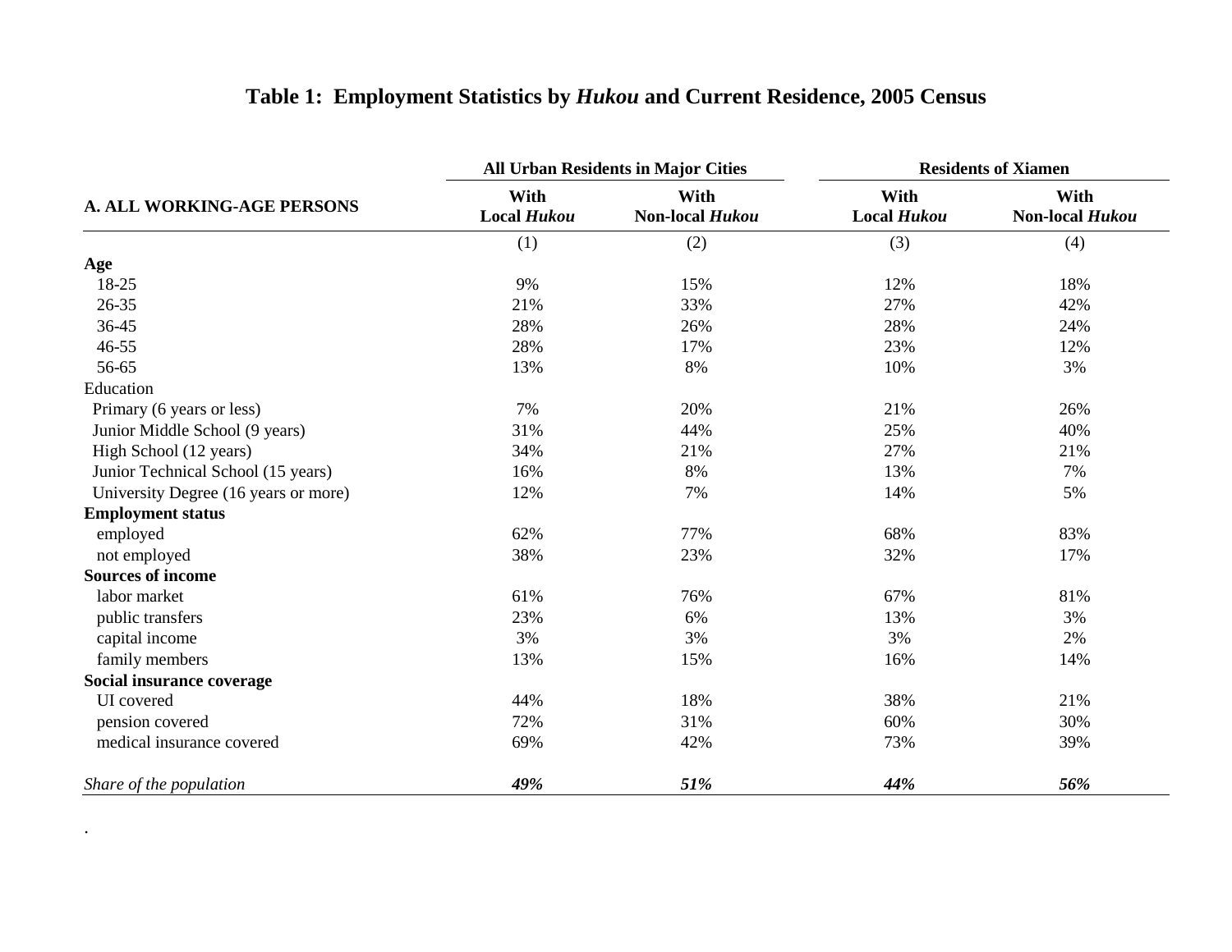# Table 1: Employment Statistics by *Hukou* and Current Residence, 2005 Census

| | All Urban Residents in Major Cities | | Residents of Xiamen | |
|---|---|---|---|---|
| **A. ALL WORKING-AGE PERSONS** | **With Local *Hukou*** | **With Non-local *Hukou*** | **With Local *Hukou*** | **With Non-local *Hukou*** |
| | (1) | (2) | (3) | (4) |
| **Age** | | | | |
| 18-25 | 9% | 15% | 12% | 18% |
| 26-35 | 21% | 33% | 27% | 42% |
| 36-45 | 28% | 26% | 28% | 24% |
| 46-55 | 28% | 17% | 23% | 12% |
| 56-65 | 13% | 8% | 10% | 3% |
| Education | | | | |
| Primary (6 years or less) | 7% | 20% | 21% | 26% |
| Junior Middle School (9 years) | 31% | 44% | 25% | 40% |
| High School (12 years) | 34% | 21% | 27% | 21% |
| Junior Technical School (15 years) | 16% | 8% | 13% | 7% |
| University Degree (16 years or more) | 12% | 7% | 14% | 5% |
| **Employment status** | | | | |
| employed | 62% | 77% | 68% | 83% |
| not employed | 38% | 23% | 32% | 17% |
| **Sources of income** | | | | |
| labor market | 61% | 76% | 67% | 81% |
| public transfers | 23% | 6% | 13% | 3% |
| capital income | 3% | 3% | 3% | 2% |
| family members | 13% | 15% | 16% | 14% |
| **Social insurance coverage** | | | | |
| UI covered | 44% | 18% | 38% | 21% |
| pension covered | 72% | 31% | 60% | 30% |
| medical insurance covered | 69% | 42% | 73% | 39% |
| *Share of the population* | ***49%*** | ***51%*** | ***44%*** | ***56%*** |

.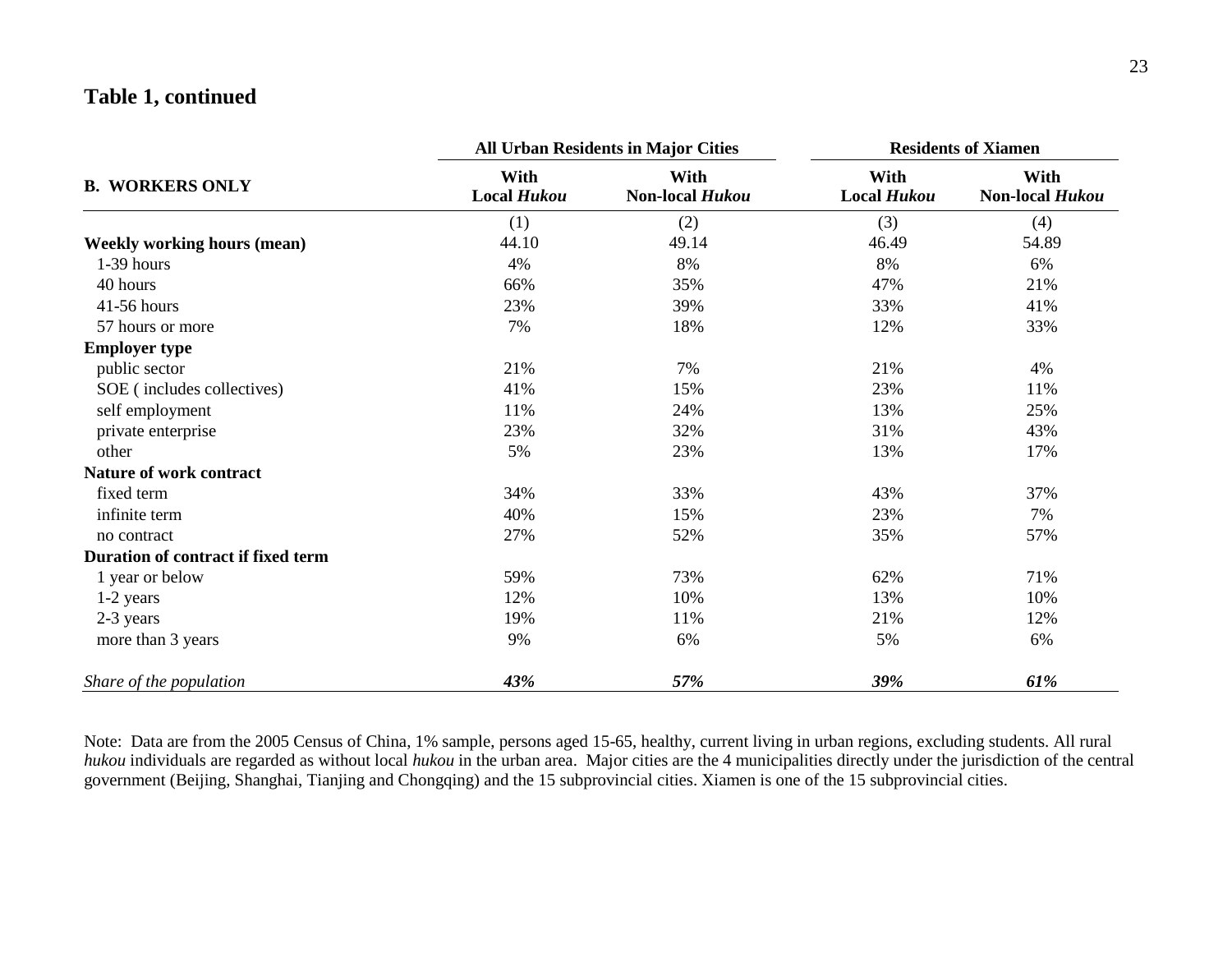## Table 1, continued

| B. WORKERS ONLY | All Urban Residents in Major Cities | | Residents of Xiamen | |
|---|---|---|---|---|
| | With Local *Hukou* | With Non-local *Hukou* | With Local *Hukou* | With Non-local *Hukou* |
| | (1) | (2) | (3) | (4) |
| **Weekly working hours (mean)** | 44.10 | 49.14 | 46.49 | 54.89 |
| 1-39 hours | 4% | 8% | 8% | 6% |
| 40 hours | 66% | 35% | 47% | 21% |
| 41-56 hours | 23% | 39% | 33% | 41% |
| 57 hours or more | 7% | 18% | 12% | 33% |
| **Employer type** | | | | |
| public sector | 21% | 7% | 21% | 4% |
| SOE ( includes collectives) | 41% | 15% | 23% | 11% |
| self employment | 11% | 24% | 13% | 25% |
| private enterprise | 23% | 32% | 31% | 43% |
| other | 5% | 23% | 13% | 17% |
| **Nature of work contract** | | | | |
| fixed term | 34% | 33% | 43% | 37% |
| infinite term | 40% | 15% | 23% | 7% |
| no contract | 27% | 52% | 35% | 57% |
| **Duration of contract if fixed term** | | | | |
| 1 year or below | 59% | 73% | 62% | 71% |
| 1-2 years | 12% | 10% | 13% | 10% |
| 2-3 years | 19% | 11% | 21% | 12% |
| more than 3 years | 9% | 6% | 5% | 6% |
| *Share of the population* | ***43%*** | ***57%*** | ***39%*** | ***61%*** |

Note: Data are from the 2005 Census of China, 1% sample, persons aged 15-65, healthy, current living in urban regions, excluding students. All rural *hukou* individuals are regarded as without local *hukou* in the urban area. Major cities are the 4 municipalities directly under the jurisdiction of the central government (Beijing, Shanghai, Tianjing and Chongqing) and the 15 subprovincial cities. Xiamen is one of the 15 subprovincial cities.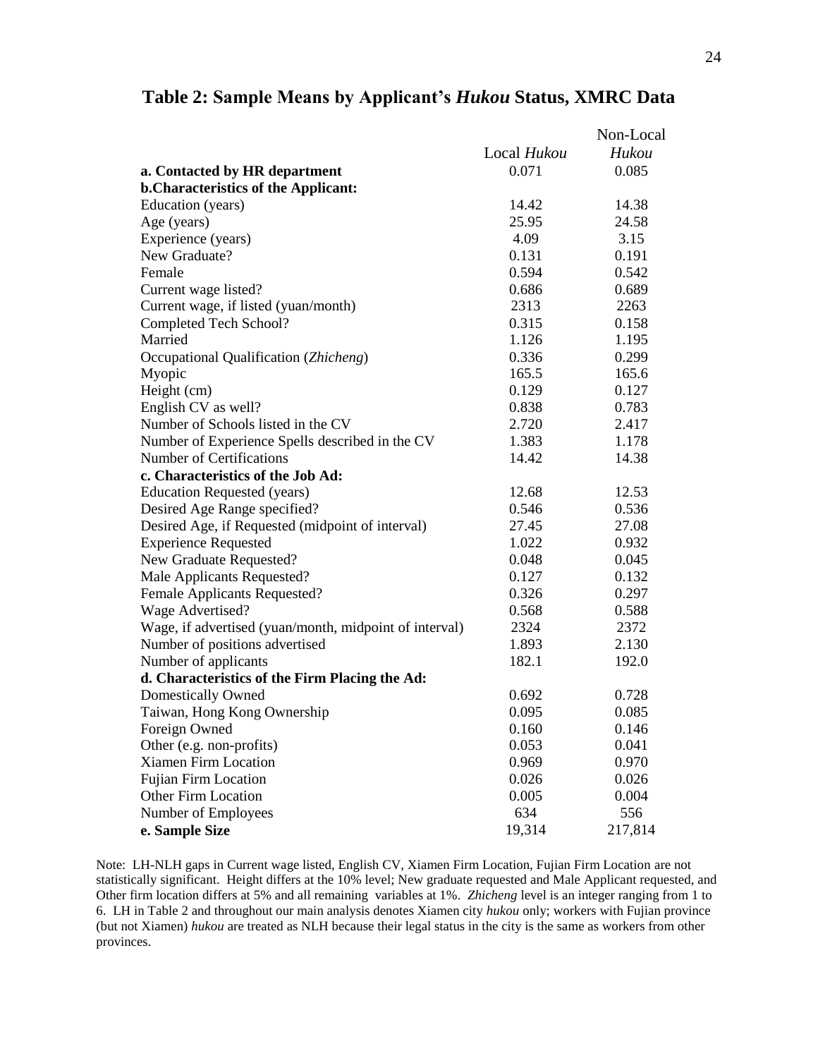## Table 2: Sample Means by Applicant's *Hukou* Status, XMRC Data

| | Local *Hukou* | Non-Local *Hukou* |
|---|---|---|
| **a. Contacted by HR department** | 0.071 | 0.085 |
| **b.Characteristics of the Applicant:** | | |
| Education (years) | 14.42 | 14.38 |
| Age (years) | 25.95 | 24.58 |
| Experience (years) | 4.09 | 3.15 |
| New Graduate? | 0.131 | 0.191 |
| Female | 0.594 | 0.542 |
| Current wage listed? | 0.686 | 0.689 |
| Current wage, if listed (yuan/month) | 2313 | 2263 |
| Completed Tech School? | 0.315 | 0.158 |
| Married | 1.126 | 1.195 |
| Occupational Qualification (*Zhicheng*) | 0.336 | 0.299 |
| Myopic | 165.5 | 165.6 |
| Height (cm) | 0.129 | 0.127 |
| English CV as well? | 0.838 | 0.783 |
| Number of Schools listed in the CV | 2.720 | 2.417 |
| Number of Experience Spells described in the CV | 1.383 | 1.178 |
| Number of Certifications | 14.42 | 14.38 |
| **c. Characteristics of the Job Ad:** | | |
| Education Requested (years) | 12.68 | 12.53 |
| Desired Age Range specified? | 0.546 | 0.536 |
| Desired Age, if Requested (midpoint of interval) | 27.45 | 27.08 |
| Experience Requested | 1.022 | 0.932 |
| New Graduate Requested? | 0.048 | 0.045 |
| Male Applicants Requested? | 0.127 | 0.132 |
| Female Applicants Requested? | 0.326 | 0.297 |
| Wage Advertised? | 0.568 | 0.588 |
| Wage, if advertised (yuan/month, midpoint of interval) | 2324 | 2372 |
| Number of positions advertised | 1.893 | 2.130 |
| Number of applicants | 182.1 | 192.0 |
| **d. Characteristics of the Firm Placing the Ad:** | | |
| Domestically Owned | 0.692 | 0.728 |
| Taiwan, Hong Kong Ownership | 0.095 | 0.085 |
| Foreign Owned | 0.160 | 0.146 |
| Other (e.g. non-profits) | 0.053 | 0.041 |
| Xiamen Firm Location | 0.969 | 0.970 |
| Fujian Firm Location | 0.026 | 0.026 |
| Other Firm Location | 0.005 | 0.004 |
| Number of Employees | 634 | 556 |
| **e. Sample Size** | 19,314 | 217,814 |

Note: LH-NLH gaps in Current wage listed, English CV, Xiamen Firm Location, Fujian Firm Location are not statistically significant. Height differs at the 10% level; New graduate requested and Male Applicant requested, and Other firm location differs at 5% and all remaining variables at 1%. *Zhicheng* level is an integer ranging from 1 to 6. LH in Table 2 and throughout our main analysis denotes Xiamen city *hukou* only; workers with Fujian province (but not Xiamen) *hukou* are treated as NLH because their legal status in the city is the same as workers from other provinces.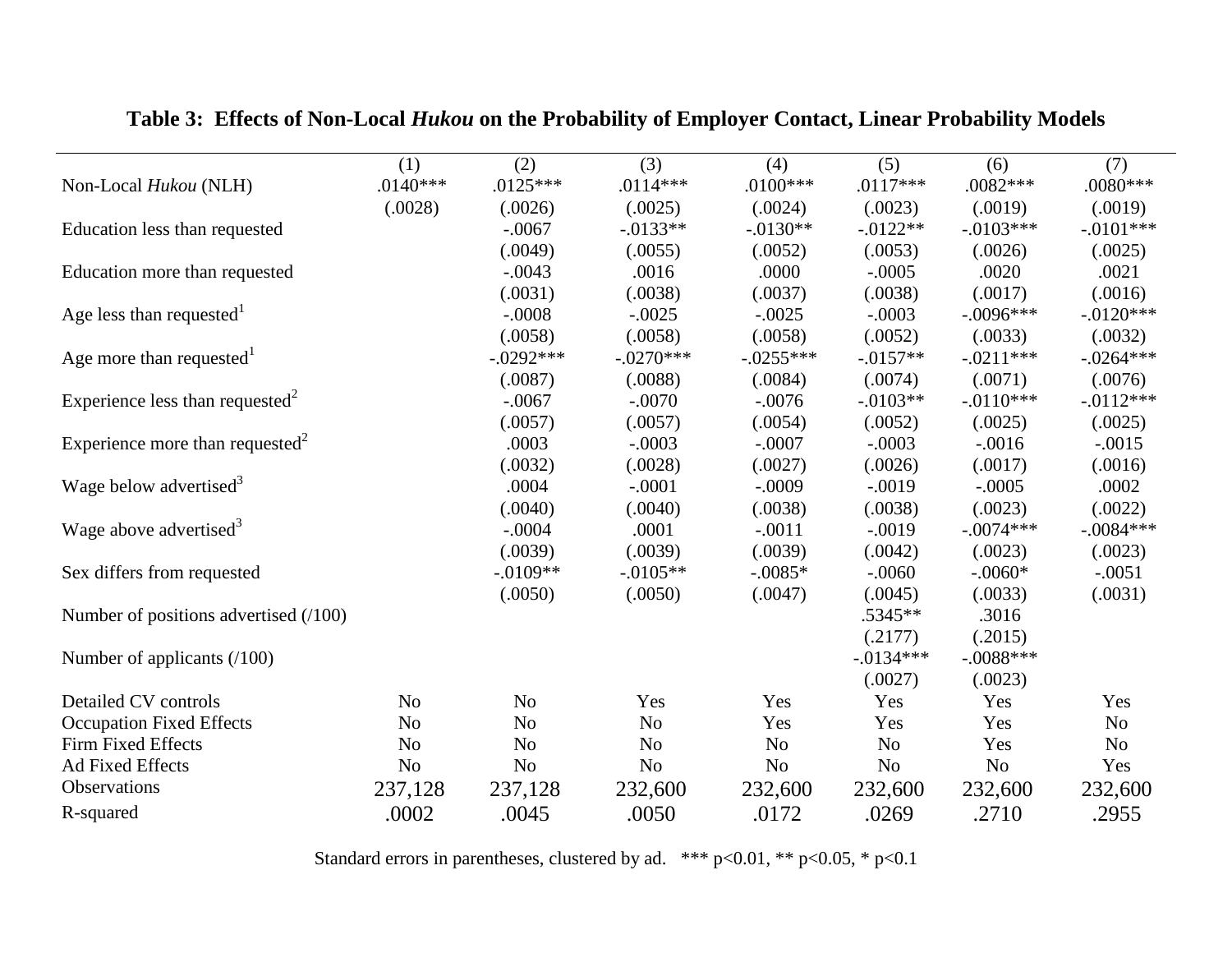**Table 3: Effects of Non-Local *Hukou* on the Probability of Employer Contact, Linear Probability Models**

| | (1) | (2) | (3) | (4) | (5) | (6) | (7) |
|---|---|---|---|---|---|---|---|
| Non-Local *Hukou* (NLH) | .0140*** | .0125*** | .0114*** | .0100*** | .0117*** | .0082*** | .0080*** |
| | (.0028) | (.0026) | (.0025) | (.0024) | (.0023) | (.0019) | (.0019) |
| Education less than requested | | -.0067 | -.0133** | -.0130** | -.0122** | -.0103*** | -.0101*** |
| | | (.0049) | (.0055) | (.0052) | (.0053) | (.0026) | (.0025) |
| Education more than requested | | -.0043 | .0016 | .0000 | -.0005 | .0020 | .0021 |
| | | (.0031) | (.0038) | (.0037) | (.0038) | (.0017) | (.0016) |
| Age less than requested[1] | | -.0008 | -.0025 | -.0025 | -.0003 | -.0096*** | -.0120*** |
| | | (.0058) | (.0058) | (.0058) | (.0052) | (.0033) | (.0032) |
| Age more than requested[1] | | -.0292*** | -.0270*** | -.0255*** | -.0157** | -.0211*** | -.0264*** |
| | | (.0087) | (.0088) | (.0084) | (.0074) | (.0071) | (.0076) |
| Experience less than requested[2] | | -.0067 | -.0070 | -.0076 | -.0103** | -.0110*** | -.0112*** |
| | | (.0057) | (.0057) | (.0054) | (.0052) | (.0025) | (.0025) |
| Experience more than requested[2] | | .0003 | -.0003 | -.0007 | -.0003 | -.0016 | -.0015 |
| | | (.0032) | (.0028) | (.0027) | (.0026) | (.0017) | (.0016) |
| Wage below advertised[3] | | .0004 | -.0001 | -.0009 | -.0019 | -.0005 | .0002 |
| | | (.0040) | (.0040) | (.0038) | (.0038) | (.0023) | (.0022) |
| Wage above advertised[3] | | -.0004 | .0001 | -.0011 | -.0019 | -.0074*** | -.0084*** |
| | | (.0039) | (.0039) | (.0039) | (.0042) | (.0023) | (.0023) |
| Sex differs from requested | | -.0109** | -.0105** | -.0085* | -.0060 | -.0060* | -.0051 |
| | | (.0050) | (.0050) | (.0047) | (.0045) | (.0033) | (.0031) |
| Number of positions advertised (/100) | | | | | .5345** | .3016 | |
| | | | | | (.2177) | (.2015) | |
| Number of applicants (/100) | | | | | -.0134*** | -.0088*** | |
| | | | | | (.0027) | (.0023) | |
| Detailed CV controls | No | No | Yes | Yes | Yes | Yes | Yes |
| Occupation Fixed Effects | No | No | No | Yes | Yes | Yes | No |
| Firm Fixed Effects | No | No | No | No | No | Yes | No |
| Ad Fixed Effects | No | No | No | No | No | No | Yes |
| Observations | 237,128 | 237,128 | 232,600 | 232,600 | 232,600 | 232,600 | 232,600 |
| R-squared | .0002 | .0045 | .0050 | .0172 | .0269 | .2710 | .2955 |

Standard errors in parentheses, clustered by ad. *** p<0.01, ** p<0.05, * p<0.1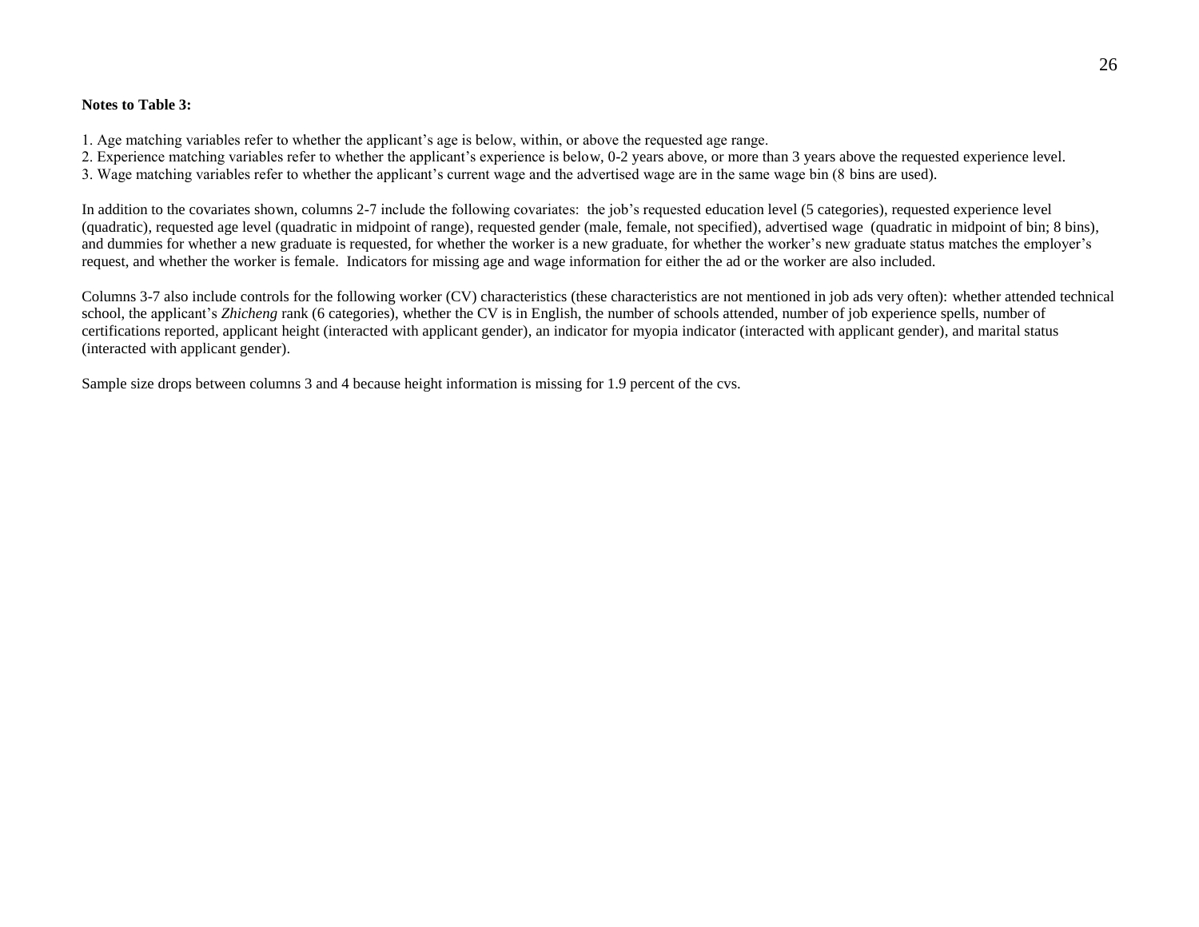**Notes to Table 3:**

1. Age matching variables refer to whether the applicant's age is below, within, or above the requested age range.
2. Experience matching variables refer to whether the applicant's experience is below, 0-2 years above, or more than 3 years above the requested experience level.
3. Wage matching variables refer to whether the applicant's current wage and the advertised wage are in the same wage bin (8 bins are used).

In addition to the covariates shown, columns 2-7 include the following covariates: the job's requested education level (5 categories), requested experience level (quadratic), requested age level (quadratic in midpoint of range), requested gender (male, female, not specified), advertised wage (quadratic in midpoint of bin; 8 bins), and dummies for whether a new graduate is requested, for whether the worker is a new graduate, for whether the worker's new graduate status matches the employer's request, and whether the worker is female. Indicators for missing age and wage information for either the ad or the worker are also included.

Columns 3-7 also include controls for the following worker (CV) characteristics (these characteristics are not mentioned in job ads very often): whether attended technical school, the applicant's *Zhicheng* rank (6 categories), whether the CV is in English, the number of schools attended, number of job experience spells, number of certifications reported, applicant height (interacted with applicant gender), an indicator for myopia indicator (interacted with applicant gender), and marital status (interacted with applicant gender).

Sample size drops between columns 3 and 4 because height information is missing for 1.9 percent of the cvs.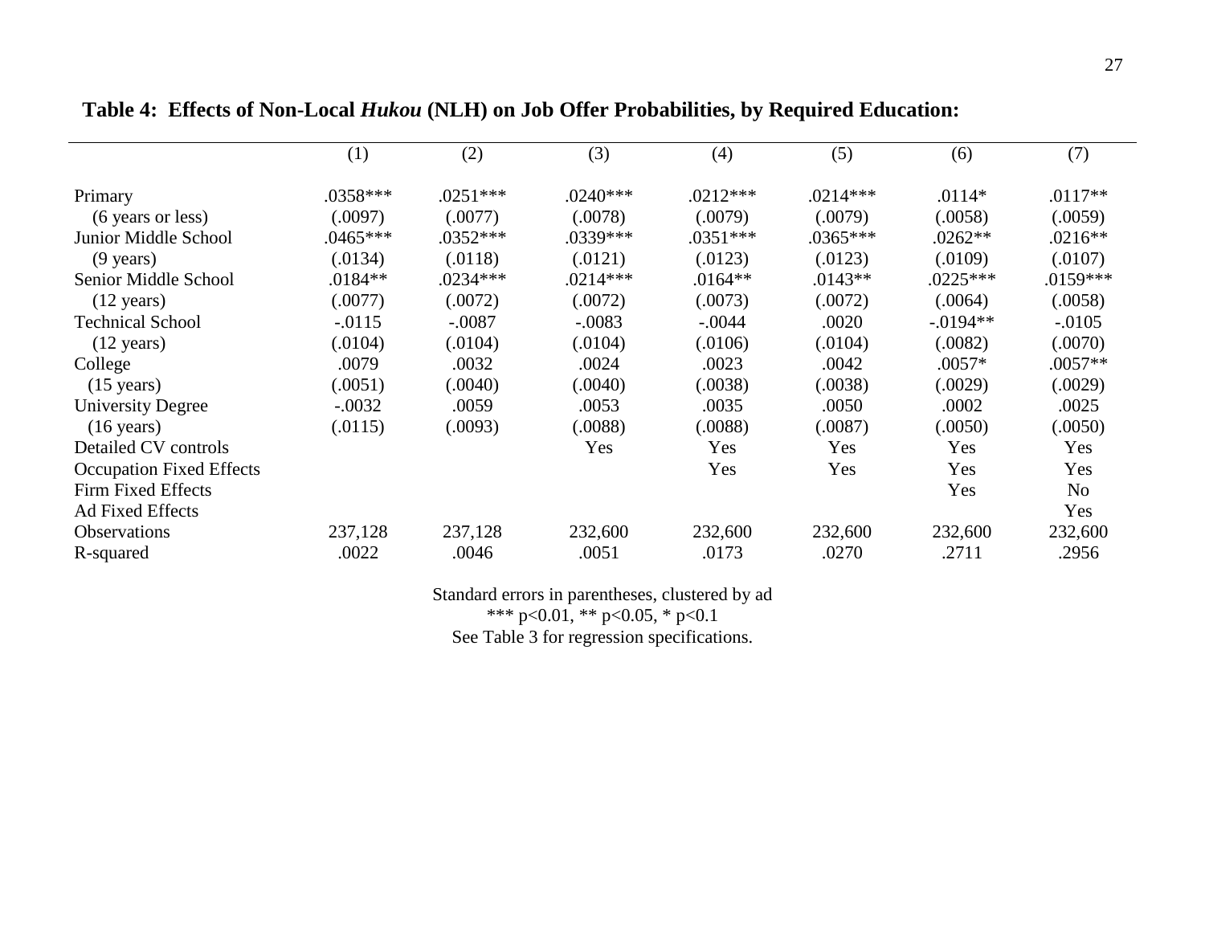**Table 4: Effects of Non-Local *Hukou* (NLH) on Job Offer Probabilities, by Required Education:**

| | (1) | (2) | (3) | (4) | (5) | (6) | (7) |
|---|---|---|---|---|---|---|---|
| Primary | .0358*** | .0251*** | .0240*** | .0212*** | .0214*** | .0114* | .0117** |
| (6 years or less) | (.0097) | (.0077) | (.0078) | (.0079) | (.0079) | (.0058) | (.0059) |
| Junior Middle School | .0465*** | .0352*** | .0339*** | .0351*** | .0365*** | .0262** | .0216** |
| (9 years) | (.0134) | (.0118) | (.0121) | (.0123) | (.0123) | (.0109) | (.0107) |
| Senior Middle School | .0184** | .0234*** | .0214*** | .0164** | .0143** | .0225*** | .0159*** |
| (12 years) | (.0077) | (.0072) | (.0072) | (.0073) | (.0072) | (.0064) | (.0058) |
| Technical School | -.0115 | -.0087 | -.0083 | -.0044 | .0020 | -.0194** | -.0105 |
| (12 years) | (.0104) | (.0104) | (.0104) | (.0106) | (.0104) | (.0082) | (.0070) |
| College | .0079 | .0032 | .0024 | .0023 | .0042 | .0057* | .0057** |
| (15 years) | (.0051) | (.0040) | (.0040) | (.0038) | (.0038) | (.0029) | (.0029) |
| University Degree | -.0032 | .0059 | .0053 | .0035 | .0050 | .0002 | .0025 |
| (16 years) | (.0115) | (.0093) | (.0088) | (.0088) | (.0087) | (.0050) | (.0050) |
| Detailed CV controls | | | Yes | Yes | Yes | Yes | Yes |
| Occupation Fixed Effects | | | | Yes | Yes | Yes | Yes |
| Firm Fixed Effects | | | | | | Yes | No |
| Ad Fixed Effects | | | | | | | Yes |
| Observations | 237,128 | 237,128 | 232,600 | 232,600 | 232,600 | 232,600 | 232,600 |
| R-squared | .0022 | .0046 | .0051 | .0173 | .0270 | .2711 | .2956 |

Standard errors in parentheses, clustered by ad
*** p<0.01, ** p<0.05, * p<0.1
See Table 3 for regression specifications.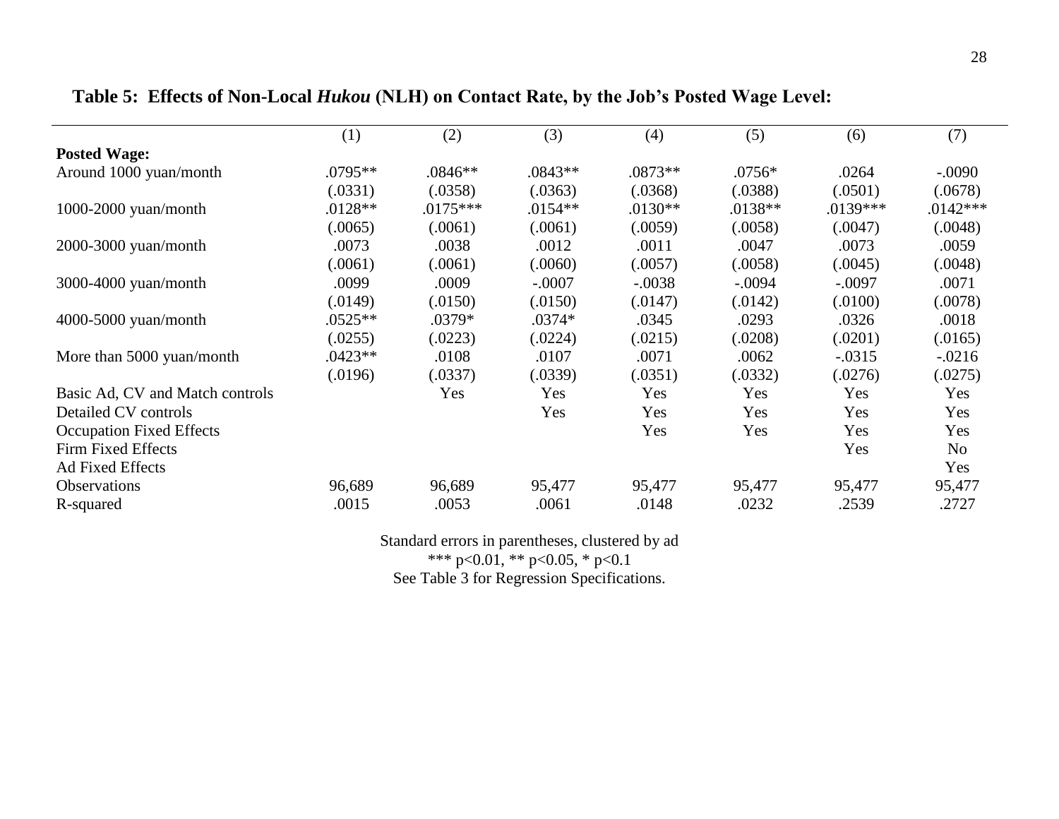**Table 5: Effects of Non-Local *Hukou* (NLH) on Contact Rate, by the Job's Posted Wage Level:**

| | (1) | (2) | (3) | (4) | (5) | (6) | (7) |
|---|---|---|---|---|---|---|---|
| **Posted Wage:** | | | | | | | |
| Around 1000 yuan/month | .0795** | .0846** | .0843** | .0873** | .0756* | .0264 | -.0090 |
| | (.0331) | (.0358) | (.0363) | (.0368) | (.0388) | (.0501) | (.0678) |
| 1000-2000 yuan/month | .0128** | .0175*** | .0154** | .0130** | .0138** | .0139*** | .0142*** |
| | (.0065) | (.0061) | (.0061) | (.0059) | (.0058) | (.0047) | (.0048) |
| 2000-3000 yuan/month | .0073 | .0038 | .0012 | .0011 | .0047 | .0073 | .0059 |
| | (.0061) | (.0061) | (.0060) | (.0057) | (.0058) | (.0045) | (.0048) |
| 3000-4000 yuan/month | .0099 | .0009 | -.0007 | -.0038 | -.0094 | -.0097 | .0071 |
| | (.0149) | (.0150) | (.0150) | (.0147) | (.0142) | (.0100) | (.0078) |
| 4000-5000 yuan/month | .0525** | .0379* | .0374* | .0345 | .0293 | .0326 | .0018 |
| | (.0255) | (.0223) | (.0224) | (.0215) | (.0208) | (.0201) | (.0165) |
| More than 5000 yuan/month | .0423** | .0108 | .0107 | .0071 | .0062 | -.0315 | -.0216 |
| | (.0196) | (.0337) | (.0339) | (.0351) | (.0332) | (.0276) | (.0275) |
| Basic Ad, CV and Match controls | | Yes | Yes | Yes | Yes | Yes | Yes |
| Detailed CV controls | | | Yes | Yes | Yes | Yes | Yes |
| Occupation Fixed Effects | | | | Yes | Yes | Yes | Yes |
| Firm Fixed Effects | | | | | | Yes | No |
| Ad Fixed Effects | | | | | | | Yes |
| Observations | 96,689 | 96,689 | 95,477 | 95,477 | 95,477 | 95,477 | 95,477 |
| R-squared | .0015 | .0053 | .0061 | .0148 | .0232 | .2539 | .2727 |

Standard errors in parentheses, clustered by ad
*** p<0.01, ** p<0.05, * p<0.1
See Table 3 for Regression Specifications.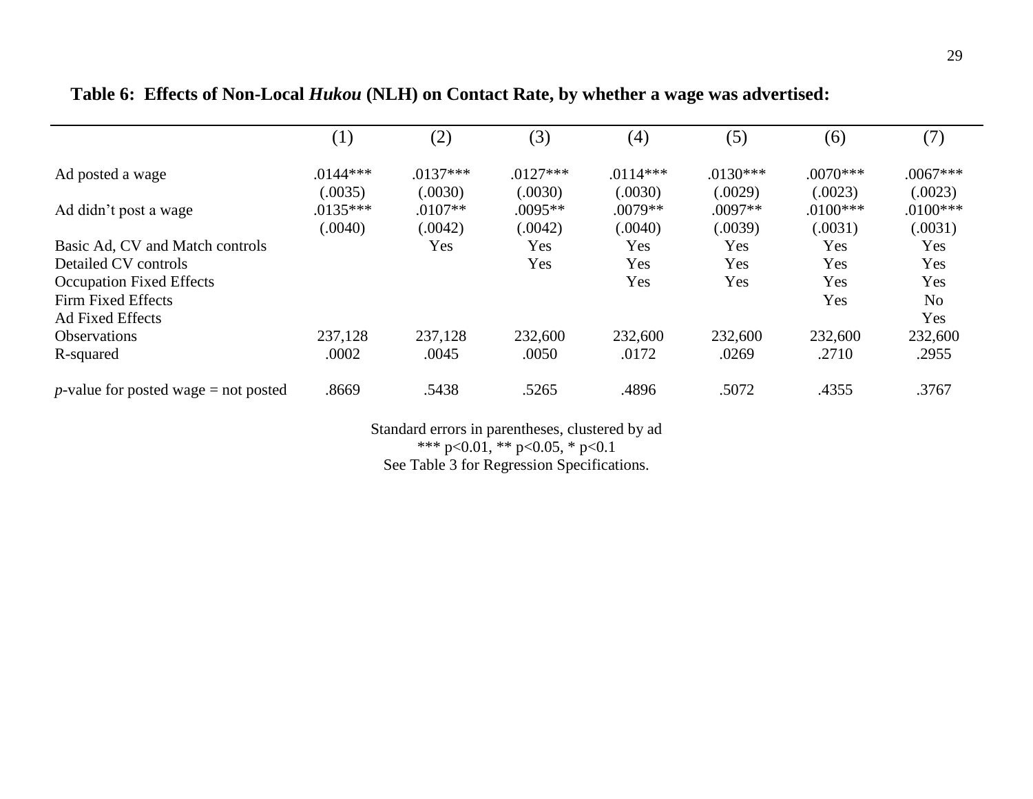**Table 6: Effects of Non-Local *Hukou* (NLH) on Contact Rate, by whether a wage was advertised:**

| | (1) | (2) | (3) | (4) | (5) | (6) | (7) |
|---|---|---|---|---|---|---|---|
| Ad posted a wage | .0144*** | .0137*** | .0127*** | .0114*** | .0130*** | .0070*** | .0067*** |
| | (.0035) | (.0030) | (.0030) | (.0030) | (.0029) | (.0023) | (.0023) |
| Ad didn't post a wage | .0135*** | .0107** | .0095** | .0079** | .0097** | .0100*** | .0100*** |
| | (.0040) | (.0042) | (.0042) | (.0040) | (.0039) | (.0031) | (.0031) |
| Basic Ad, CV and Match controls | | Yes | Yes | Yes | Yes | Yes | Yes |
| Detailed CV controls | | | Yes | Yes | Yes | Yes | Yes |
| Occupation Fixed Effects | | | | Yes | Yes | Yes | Yes |
| Firm Fixed Effects | | | | | | Yes | No |
| Ad Fixed Effects | | | | | | | Yes |
| Observations | 237,128 | 237,128 | 232,600 | 232,600 | 232,600 | 232,600 | 232,600 |
| R-squared | .0002 | .0045 | .0050 | .0172 | .0269 | .2710 | .2955 |
| *p*-value for posted wage = not posted | .8669 | .5438 | .5265 | .4896 | .5072 | .4355 | .3767 |

Standard errors in parentheses, clustered by ad
*** $p<0.01$, ** $p<0.05$, * $p<0.1$
See Table 3 for Regression Specifications.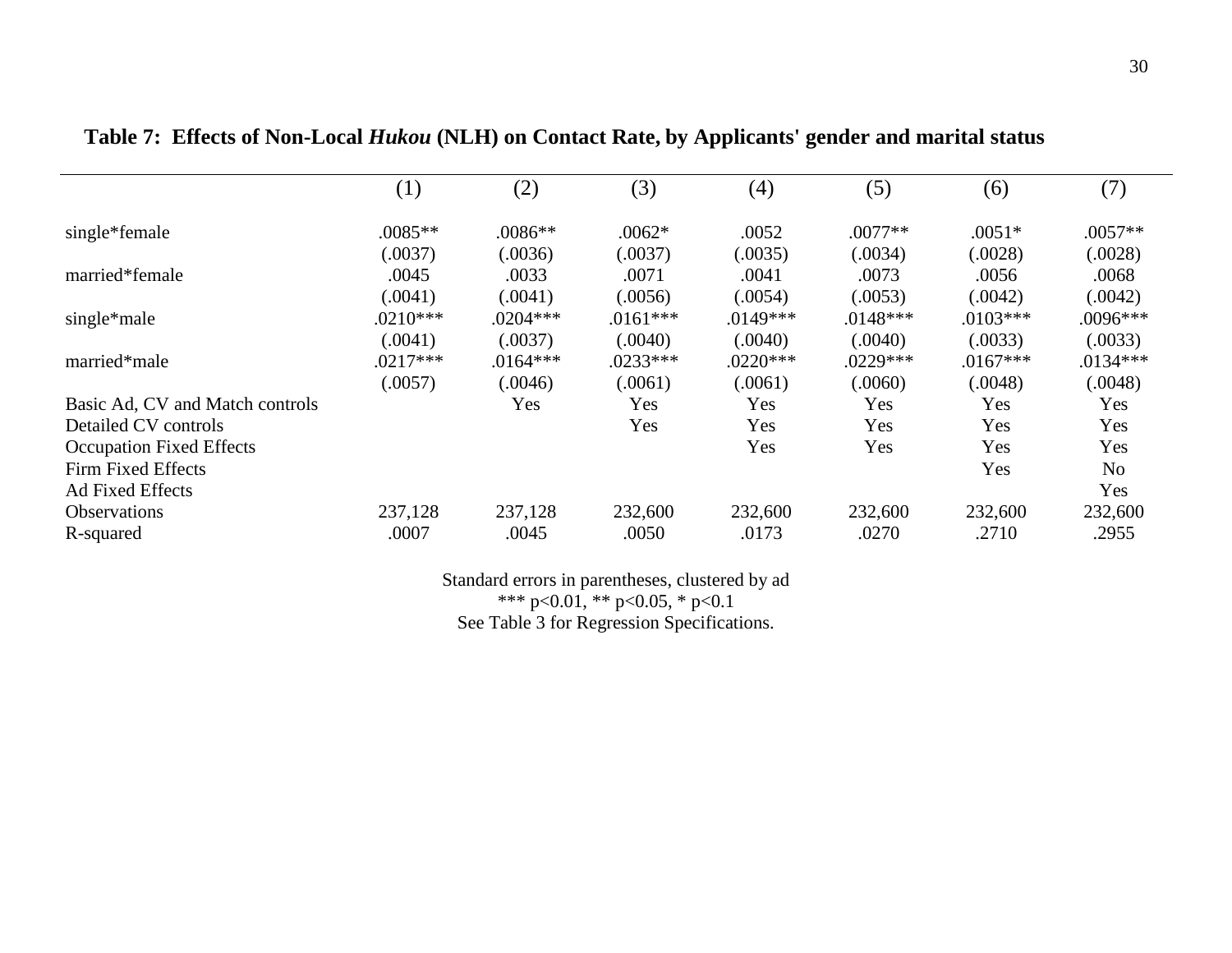**Table 7: Effects of Non-Local *Hukou* (NLH) on Contact Rate, by Applicants' gender and marital status**

| | (1) | (2) | (3) | (4) | (5) | (6) | (7) |
|---|---|---|---|---|---|---|---|
| single*female | .0085** | .0086** | .0062* | .0052 | .0077** | .0051* | .0057** |
| | (.0037) | (.0036) | (.0037) | (.0035) | (.0034) | (.0028) | (.0028) |
| married*female | .0045 | .0033 | .0071 | .0041 | .0073 | .0056 | .0068 |
| | (.0041) | (.0041) | (.0056) | (.0054) | (.0053) | (.0042) | (.0042) |
| single*male | .0210*** | .0204*** | .0161*** | .0149*** | .0148*** | .0103*** | .0096*** |
| | (.0041) | (.0037) | (.0040) | (.0040) | (.0040) | (.0033) | (.0033) |
| married*male | .0217*** | .0164*** | .0233*** | .0220*** | .0229*** | .0167*** | .0134*** |
| | (.0057) | (.0046) | (.0061) | (.0061) | (.0060) | (.0048) | (.0048) |
| Basic Ad, CV and Match controls | | Yes | Yes | Yes | Yes | Yes | Yes |
| Detailed CV controls | | | Yes | Yes | Yes | Yes | Yes |
| Occupation Fixed Effects | | | | Yes | Yes | Yes | Yes |
| Firm Fixed Effects | | | | | | Yes | No |
| Ad Fixed Effects | | | | | | | Yes |
| Observations | 237,128 | 237,128 | 232,600 | 232,600 | 232,600 | 232,600 | 232,600 |
| R-squared | .0007 | .0045 | .0050 | .0173 | .0270 | .2710 | .2955 |

Standard errors in parentheses, clustered by ad
*** p<0.01, ** p<0.05, * p<0.1
See Table 3 for Regression Specifications.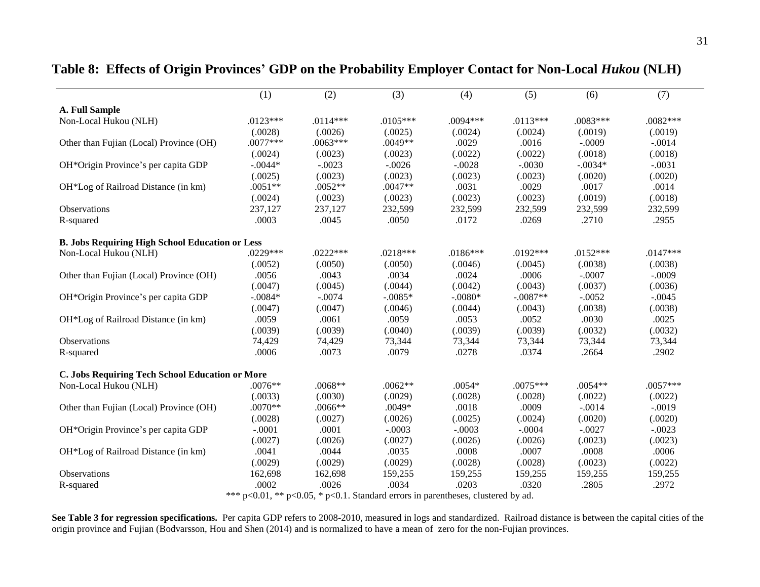## Table 8: Effects of Origin Provinces' GDP on the Probability Employer Contact for Non-Local *Hukou* (NLH)

| | (1) | (2) | (3) | (4) | (5) | (6) | (7) |
|---|---|---|---|---|---|---|---|
| **A. Full Sample** | | | | | | | |
| Non-Local Hukou (NLH) | .0123*** | .0114*** | .0105*** | .0094*** | .0113*** | .0083*** | .0082*** |
| | (.0028) | (.0026) | (.0025) | (.0024) | (.0024) | (.0019) | (.0019) |
| Other than Fujian (Local) Province (OH) | .0077*** | .0063*** | .0049** | .0029 | .0016 | -.0009 | -.0014 |
| | (.0024) | (.0023) | (.0023) | (.0022) | (.0022) | (.0018) | (.0018) |
| OH*Origin Province's per capita GDP | -.0044* | -.0023 | -.0026 | -.0028 | -.0030 | -.0034* | -.0031 |
| | (.0025) | (.0023) | (.0023) | (.0023) | (.0023) | (.0020) | (.0020) |
| OH*Log of Railroad Distance (in km) | .0051** | .0052** | .0047** | .0031 | .0029 | .0017 | .0014 |
| | (.0024) | (.0023) | (.0023) | (.0023) | (.0023) | (.0019) | (.0018) |
| Observations | 237,127 | 237,127 | 232,599 | 232,599 | 232,599 | 232,599 | 232,599 |
| R-squared | .0003 | .0045 | .0050 | .0172 | .0269 | .2710 | .2955 |
| **B. Jobs Requiring High School Education or Less** | | | | | | | |
| Non-Local Hukou (NLH) | .0229*** | .0222*** | .0218*** | .0186*** | .0192*** | .0152*** | .0147*** |
| | (.0052) | (.0050) | (.0050) | (.0046) | (.0045) | (.0038) | (.0038) |
| Other than Fujian (Local) Province (OH) | .0056 | .0043 | .0034 | .0024 | .0006 | -.0007 | -.0009 |
| | (.0047) | (.0045) | (.0044) | (.0042) | (.0043) | (.0037) | (.0036) |
| OH*Origin Province's per capita GDP | -.0084* | -.0074 | -.0085* | -.0080* | -.0087** | -.0052 | -.0045 |
| | (.0047) | (.0047) | (.0046) | (.0044) | (.0043) | (.0038) | (.0038) |
| OH*Log of Railroad Distance (in km) | .0059 | .0061 | .0059 | .0053 | .0052 | .0030 | .0025 |
| | (.0039) | (.0039) | (.0040) | (.0039) | (.0039) | (.0032) | (.0032) |
| Observations | 74,429 | 74,429 | 73,344 | 73,344 | 73,344 | 73,344 | 73,344 |
| R-squared | .0006 | .0073 | .0079 | .0278 | .0374 | .2664 | .2902 |
| **C. Jobs Requiring Tech School Education or More** | | | | | | | |
| Non-Local Hukou (NLH) | .0076** | .0068** | .0062** | .0054* | .0075*** | .0054** | .0057*** |
| | (.0033) | (.0030) | (.0029) | (.0028) | (.0028) | (.0022) | (.0022) |
| Other than Fujian (Local) Province (OH) | .0070** | .0066** | .0049* | .0018 | .0009 | -.0014 | -.0019 |
| | (.0028) | (.0027) | (.0026) | (.0025) | (.0024) | (.0020) | (.0020) |
| OH*Origin Province's per capita GDP | -.0001 | .0001 | -.0003 | -.0003 | -.0004 | -.0027 | -.0023 |
| | (.0027) | (.0026) | (.0027) | (.0026) | (.0026) | (.0023) | (.0023) |
| OH*Log of Railroad Distance (in km) | .0041 | .0044 | .0035 | .0008 | .0007 | .0008 | .0006 |
| | (.0029) | (.0029) | (.0029) | (.0028) | (.0028) | (.0023) | (.0022) |
| Observations | 162,698 | 162,698 | 159,255 | 159,255 | 159,255 | 159,255 | 159,255 |
| R-squared | .0002 | .0026 | .0034 | .0203 | .0320 | .2805 | .2972 |

*** $p<0.01$, ** $p<0.05$, * $p<0.1$. Standard errors in parentheses, clustered by ad.

**See Table 3 for regression specifications.** Per capita GDP refers to 2008-2010, measured in logs and standardized. Railroad distance is between the capital cities of the origin province and Fujian (Bodvarsson, Hou and Shen (2014) and is normalized to have a mean of zero for the non-Fujian provinces.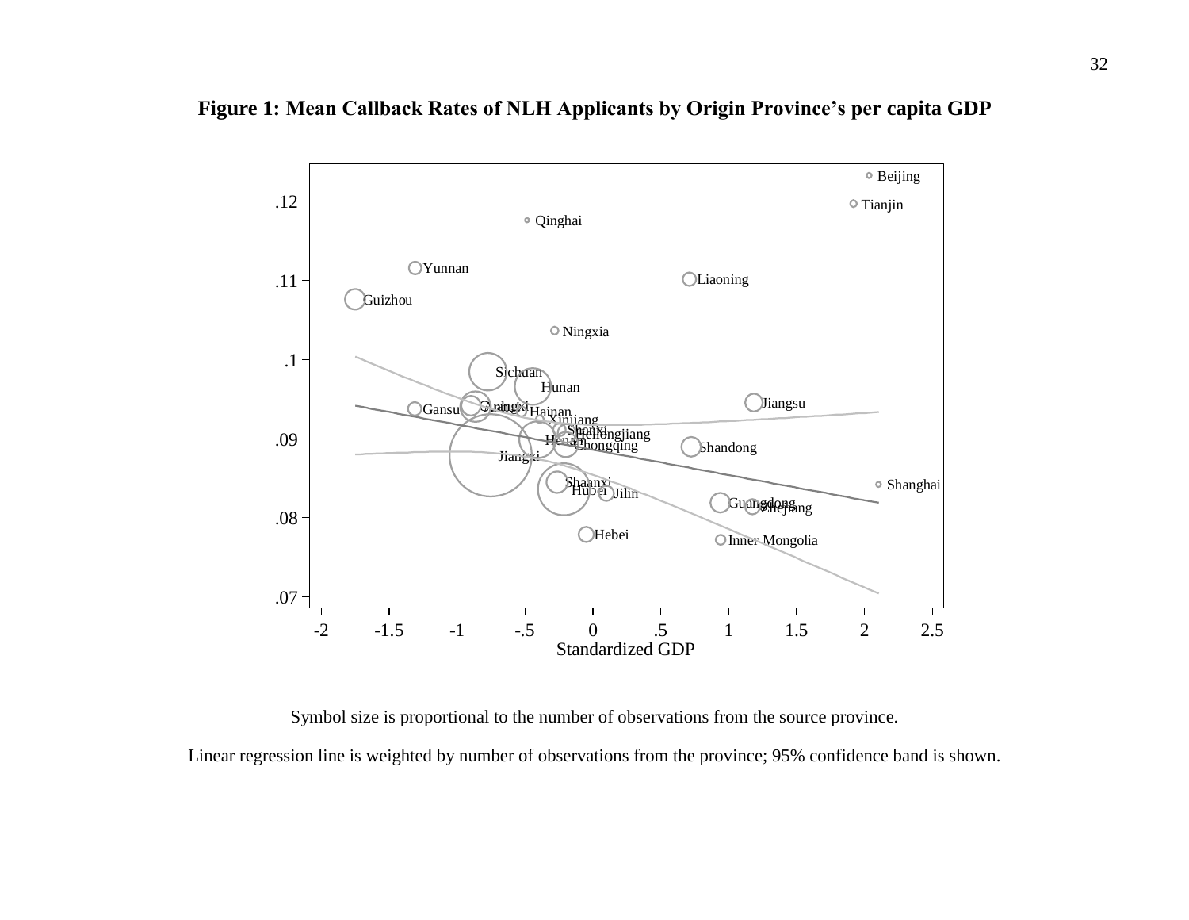**Figure 1: Mean Callback Rates of NLH Applicants by Origin Province's per capita GDP**

.12
.11
.1
.09
.08
.07

-2 -1.5 -1 -.5 0 .5 1 1.5 2 2.5

Standardized GDP

Beijing
Tianjin
Qinghai
Yunnan
Liaoning
Guizhou
Ningxia
Sichuan
Hunan
Jiangsu
Gansu
Hainan
Xinjiang
Shanxi
Heilongjiang
Henan
Chongqing
Shandong
Jiangxi
Shaanxi
Hubei
Jilin
Shanghai
Guangdong
Zhejiang
Hebei
Inner Mongolia

Symbol size is proportional to the number of observations from the source province.

Linear regression line is weighted by number of observations from the province; 95% confidence band is shown.